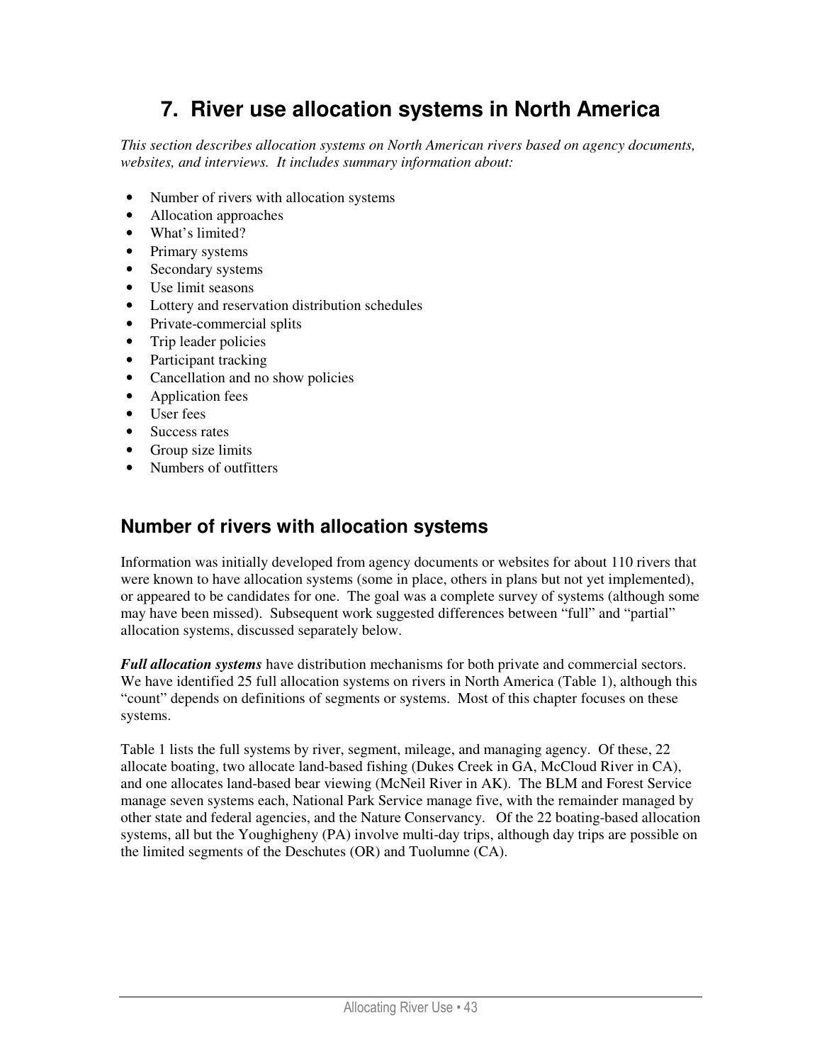# 7. River use allocation systems in North America

*This section describes allocation systems on North American rivers based on agency documents, websites, and interviews. It includes summary information about:*

- Number of rivers with allocation systems
- Allocation approaches
- What's limited?
- Primary systems
- Secondary systems
- Use limit seasons
- Lottery and reservation distribution schedules
- Private-commercial splits
- Trip leader policies
- Participant tracking
- Cancellation and no show policies
- Application fees
- User fees
- Success rates
- Group size limits
- Numbers of outfitters

## Number of rivers with allocation systems

Information was initially developed from agency documents or websites for about 110 rivers that were known to have allocation systems (some in place, others in plans but not yet implemented), or appeared to be candidates for one. The goal was a complete survey of systems (although some may have been missed). Subsequent work suggested differences between "full" and "partial" allocation systems, discussed separately below.

***Full allocation systems*** have distribution mechanisms for both private and commercial sectors. We have identified 25 full allocation systems on rivers in North America (Table 1), although this "count" depends on definitions of segments or systems. Most of this chapter focuses on these systems.

Table 1 lists the full systems by river, segment, mileage, and managing agency. Of these, 22 allocate boating, two allocate land-based fishing (Dukes Creek in GA, McCloud River in CA), and one allocates land-based bear viewing (McNeil River in AK). The BLM and Forest Service manage seven systems each, National Park Service manage five, with the remainder managed by other state and federal agencies, and the Nature Conservancy. Of the 22 boating-based allocation systems, all but the Youghigheny (PA) involve multi-day trips, although day trips are possible on the limited segments of the Deschutes (OR) and Tuolumne (CA).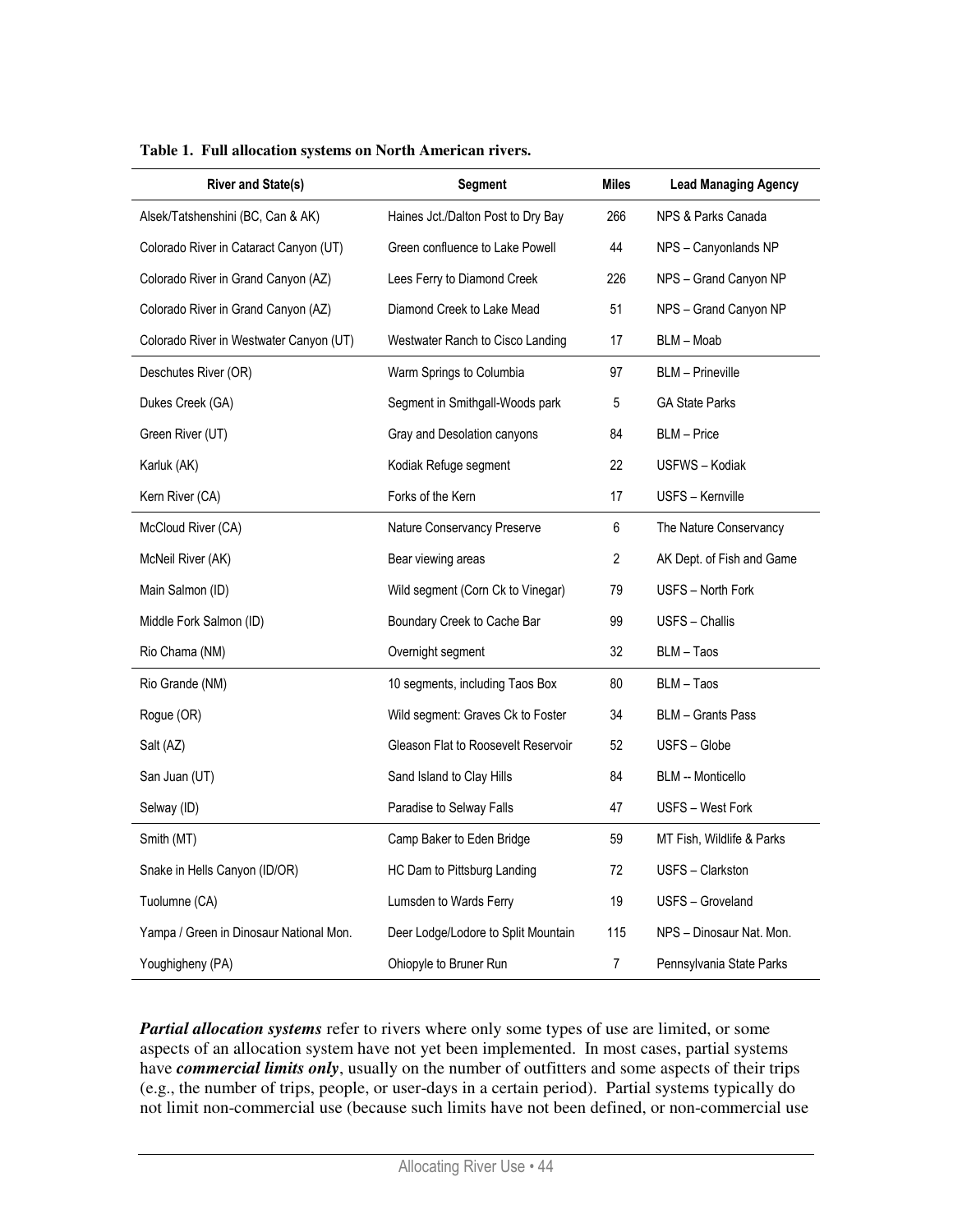**Table 1. Full allocation systems on North American rivers.**

| River and State(s) | Segment | Miles | Lead Managing Agency |
|---|---|---|---|
| Alsek/Tatshenshini (BC, Can & AK) | Haines Jct./Dalton Post to Dry Bay | 266 | NPS & Parks Canada |
| Colorado River in Cataract Canyon (UT) | Green confluence to Lake Powell | 44 | NPS – Canyonlands NP |
| Colorado River in Grand Canyon (AZ) | Lees Ferry to Diamond Creek | 226 | NPS – Grand Canyon NP |
| Colorado River in Grand Canyon (AZ) | Diamond Creek to Lake Mead | 51 | NPS – Grand Canyon NP |
| Colorado River in Westwater Canyon (UT) | Westwater Ranch to Cisco Landing | 17 | BLM – Moab |
| Deschutes River (OR) | Warm Springs to Columbia | 97 | BLM – Prineville |
| Dukes Creek (GA) | Segment in Smithgall-Woods park | 5 | GA State Parks |
| Green River (UT) | Gray and Desolation canyons | 84 | BLM – Price |
| Karluk (AK) | Kodiak Refuge segment | 22 | USFWS – Kodiak |
| Kern River (CA) | Forks of the Kern | 17 | USFS – Kernville |
| McCloud River (CA) | Nature Conservancy Preserve | 6 | The Nature Conservancy |
| McNeil River (AK) | Bear viewing areas | 2 | AK Dept. of Fish and Game |
| Main Salmon (ID) | Wild segment (Corn Ck to Vinegar) | 79 | USFS – North Fork |
| Middle Fork Salmon (ID) | Boundary Creek to Cache Bar | 99 | USFS – Challis |
| Rio Chama (NM) | Overnight segment | 32 | BLM – Taos |
| Rio Grande (NM) | 10 segments, including Taos Box | 80 | BLM – Taos |
| Rogue (OR) | Wild segment: Graves Ck to Foster | 34 | BLM – Grants Pass |
| Salt (AZ) | Gleason Flat to Roosevelt Reservoir | 52 | USFS – Globe |
| San Juan (UT) | Sand Island to Clay Hills | 84 | BLM -- Monticello |
| Selway (ID) | Paradise to Selway Falls | 47 | USFS – West Fork |
| Smith (MT) | Camp Baker to Eden Bridge | 59 | MT Fish, Wildlife & Parks |
| Snake in Hells Canyon (ID/OR) | HC Dam to Pittsburg Landing | 72 | USFS – Clarkston |
| Tuolumne (CA) | Lumsden to Wards Ferry | 19 | USFS – Groveland |
| Yampa / Green in Dinosaur National Mon. | Deer Lodge/Lodore to Split Mountain | 115 | NPS – Dinosaur Nat. Mon. |
| Youghigheny (PA) | Ohiopyle to Bruner Run | 7 | Pennsylvania State Parks |

***Partial allocation systems*** refer to rivers where only some types of use are limited, or some aspects of an allocation system have not yet been implemented. In most cases, partial systems have ***commercial limits only***, usually on the number of outfitters and some aspects of their trips (e.g., the number of trips, people, or user-days in a certain period). Partial systems typically do not limit non-commercial use (because such limits have not been defined, or non-commercial use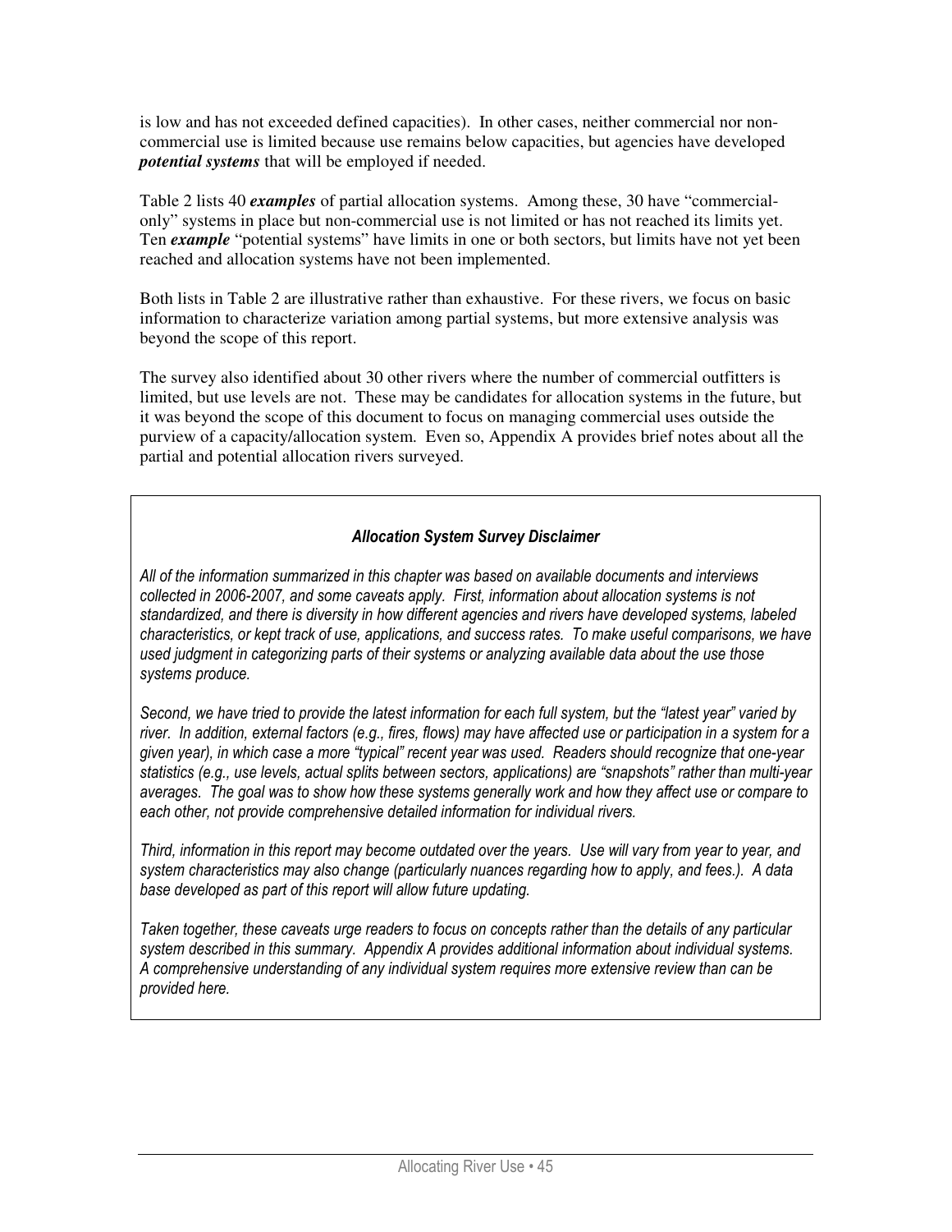is low and has not exceeded defined capacities). In other cases, neither commercial nor non-commercial use is limited because use remains below capacities, but agencies have developed ***potential systems*** that will be employed if needed.

Table 2 lists 40 ***examples*** of partial allocation systems. Among these, 30 have "commercial-only" systems in place but non-commercial use is not limited or has not reached its limits yet. Ten ***example*** "potential systems" have limits in one or both sectors, but limits have not yet been reached and allocation systems have not been implemented.

Both lists in Table 2 are illustrative rather than exhaustive. For these rivers, we focus on basic information to characterize variation among partial systems, but more extensive analysis was beyond the scope of this report.

The survey also identified about 30 other rivers where the number of commercial outfitters is limited, but use levels are not. These may be candidates for allocation systems in the future, but it was beyond the scope of this document to focus on managing commercial uses outside the purview of a capacity/allocation system. Even so, Appendix A provides brief notes about all the partial and potential allocation rivers surveyed.

***Allocation System Survey Disclaimer***

*All of the information summarized in this chapter was based on available documents and interviews collected in 2006-2007, and some caveats apply. First, information about allocation systems is not standardized, and there is diversity in how different agencies and rivers have developed systems, labeled characteristics, or kept track of use, applications, and success rates. To make useful comparisons, we have used judgment in categorizing parts of their systems or analyzing available data about the use those systems produce.*

*Second, we have tried to provide the latest information for each full system, but the "latest year" varied by river. In addition, external factors (e.g., fires, flows) may have affected use or participation in a system for a given year), in which case a more "typical" recent year was used. Readers should recognize that one-year statistics (e.g., use levels, actual splits between sectors, applications) are "snapshots" rather than multi-year averages. The goal was to show how these systems generally work and how they affect use or compare to each other, not provide comprehensive detailed information for individual rivers.*

*Third, information in this report may become outdated over the years. Use will vary from year to year, and system characteristics may also change (particularly nuances regarding how to apply, and fees.). A data base developed as part of this report will allow future updating.*

*Taken together, these caveats urge readers to focus on concepts rather than the details of any particular system described in this summary. Appendix A provides additional information about individual systems. A comprehensive understanding of any individual system requires more extensive review than can be provided here.*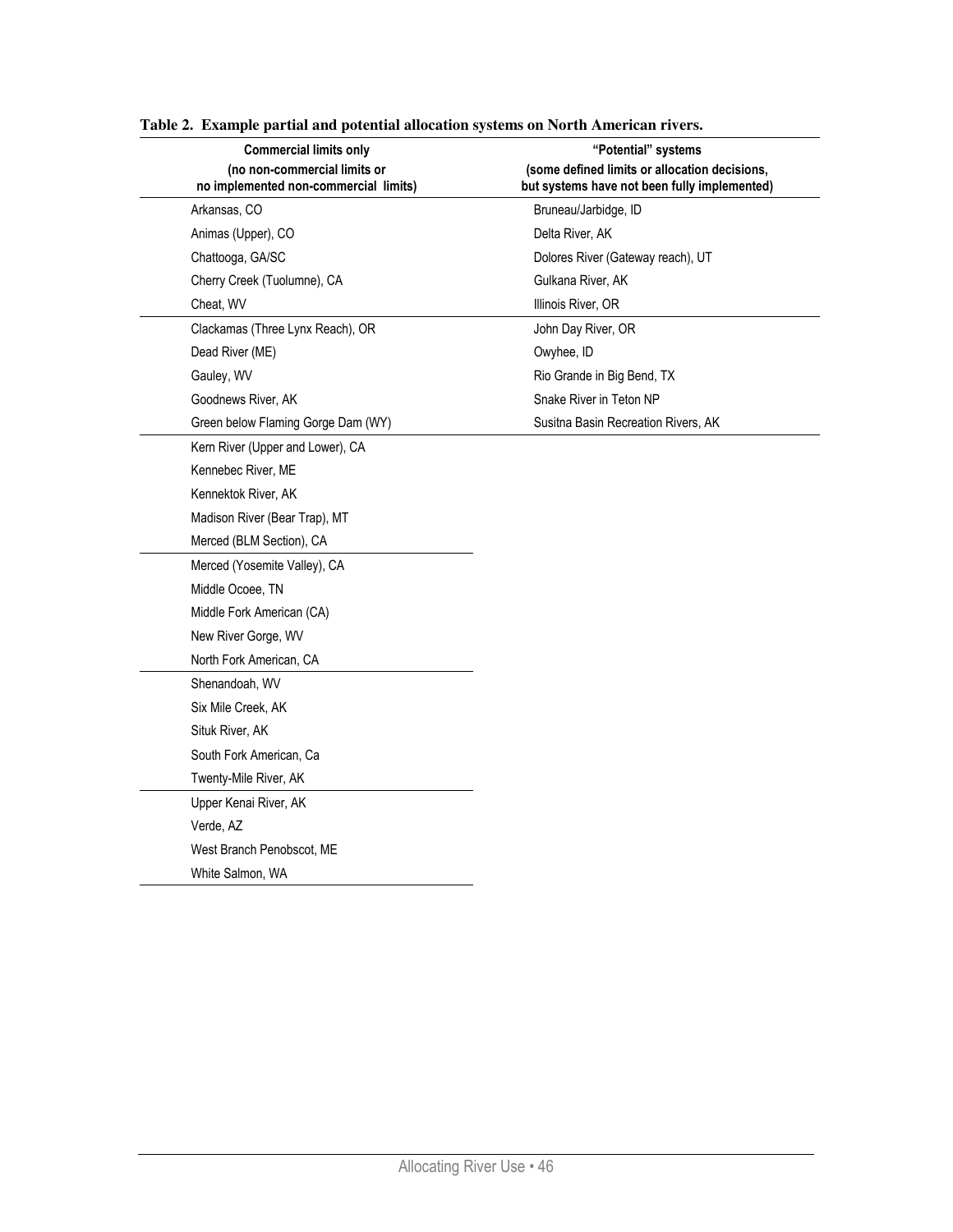**Table 2. Example partial and potential allocation systems on North American rivers.**

| Commercial limits only (no non-commercial limits or no implemented non-commercial limits) | "Potential" systems (some defined limits or allocation decisions, but systems have not been fully implemented) |
|---|---|
| Arkansas, CO | Bruneau/Jarbidge, ID |
| Animas (Upper), CO | Delta River, AK |
| Chattooga, GA/SC | Dolores River (Gateway reach), UT |
| Cherry Creek (Tuolumne), CA | Gulkana River, AK |
| Cheat, WV | Illinois River, OR |
| Clackamas (Three Lynx Reach), OR | John Day River, OR |
| Dead River (ME) | Owyhee, ID |
| Gauley, WV | Rio Grande in Big Bend, TX |
| Goodnews River, AK | Snake River in Teton NP |
| Green below Flaming Gorge Dam (WY) | Susitna Basin Recreation Rivers, AK |
| Kern River (Upper and Lower), CA | |
| Kennebec River, ME | |
| Kennektok River, AK | |
| Madison River (Bear Trap), MT | |
| Merced (BLM Section), CA | |
| Merced (Yosemite Valley), CA | |
| Middle Ocoee, TN | |
| Middle Fork American (CA) | |
| New River Gorge, WV | |
| North Fork American, CA | |
| Shenandoah, WV | |
| Six Mile Creek, AK | |
| Situk River, AK | |
| South Fork American, Ca | |
| Twenty-Mile River, AK | |
| Upper Kenai River, AK | |
| Verde, AZ | |
| West Branch Penobscot, ME | |
| White Salmon, WA | |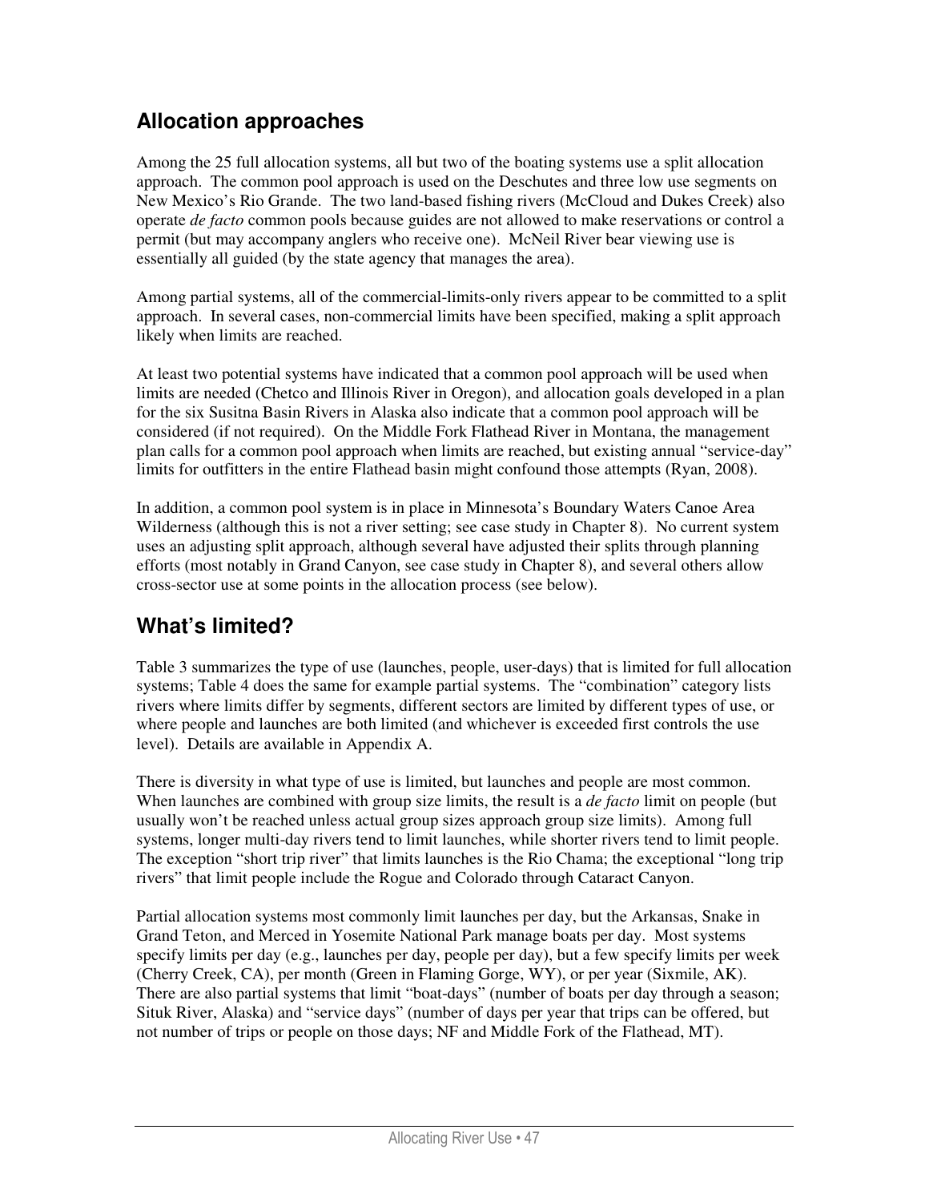## Allocation approaches

Among the 25 full allocation systems, all but two of the boating systems use a split allocation approach. The common pool approach is used on the Deschutes and three low use segments on New Mexico's Rio Grande. The two land-based fishing rivers (McCloud and Dukes Creek) also operate *de facto* common pools because guides are not allowed to make reservations or control a permit (but may accompany anglers who receive one). McNeil River bear viewing use is essentially all guided (by the state agency that manages the area).

Among partial systems, all of the commercial-limits-only rivers appear to be committed to a split approach. In several cases, non-commercial limits have been specified, making a split approach likely when limits are reached.

At least two potential systems have indicated that a common pool approach will be used when limits are needed (Chetco and Illinois River in Oregon), and allocation goals developed in a plan for the six Susitna Basin Rivers in Alaska also indicate that a common pool approach will be considered (if not required). On the Middle Fork Flathead River in Montana, the management plan calls for a common pool approach when limits are reached, but existing annual "service-day" limits for outfitters in the entire Flathead basin might confound those attempts (Ryan, 2008).

In addition, a common pool system is in place in Minnesota's Boundary Waters Canoe Area Wilderness (although this is not a river setting; see case study in Chapter 8). No current system uses an adjusting split approach, although several have adjusted their splits through planning efforts (most notably in Grand Canyon, see case study in Chapter 8), and several others allow cross-sector use at some points in the allocation process (see below).

## What's limited?

Table 3 summarizes the type of use (launches, people, user-days) that is limited for full allocation systems; Table 4 does the same for example partial systems. The "combination" category lists rivers where limits differ by segments, different sectors are limited by different types of use, or where people and launches are both limited (and whichever is exceeded first controls the use level). Details are available in Appendix A.

There is diversity in what type of use is limited, but launches and people are most common. When launches are combined with group size limits, the result is a *de facto* limit on people (but usually won't be reached unless actual group sizes approach group size limits). Among full systems, longer multi-day rivers tend to limit launches, while shorter rivers tend to limit people. The exception "short trip river" that limits launches is the Rio Chama; the exceptional "long trip rivers" that limit people include the Rogue and Colorado through Cataract Canyon.

Partial allocation systems most commonly limit launches per day, but the Arkansas, Snake in Grand Teton, and Merced in Yosemite National Park manage boats per day. Most systems specify limits per day (e.g., launches per day, people per day), but a few specify limits per week (Cherry Creek, CA), per month (Green in Flaming Gorge, WY), or per year (Sixmile, AK). There are also partial systems that limit "boat-days" (number of boats per day through a season; Situk River, Alaska) and "service days" (number of days per year that trips can be offered, but not number of trips or people on those days; NF and Middle Fork of the Flathead, MT).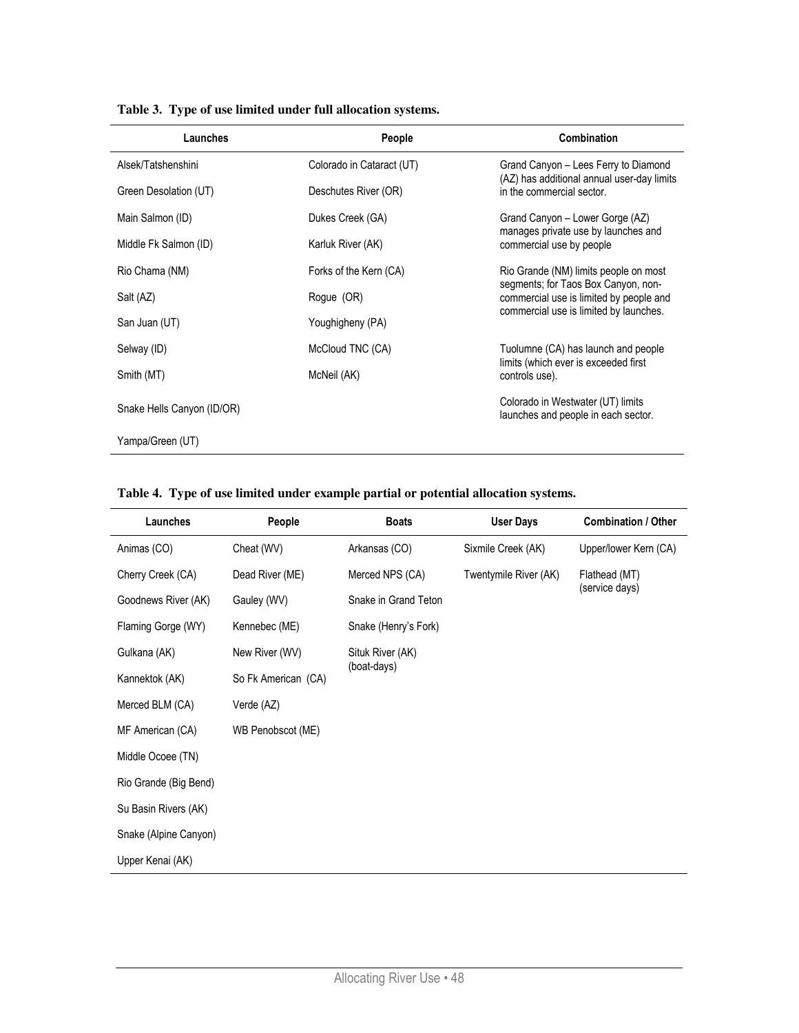**Table 3. Type of use limited under full allocation systems.**

| Launches | People | Combination |
|---|---|---|
| Alsek/Tatshenshini | Colorado in Cataract (UT) | Grand Canyon – Lees Ferry to Diamond (AZ) has additional annual user-day limits in the commercial sector. |
| Green Desolation (UT) | Deschutes River (OR) | |
| Main Salmon (ID) | Dukes Creek (GA) | Grand Canyon – Lower Gorge (AZ) manages private use by launches and commercial use by people |
| Middle Fk Salmon (ID) | Karluk River (AK) | |
| Rio Chama (NM) | Forks of the Kern (CA) | Rio Grande (NM) limits people on most segments; for Taos Box Canyon, non-commercial use is limited by people and commercial use is limited by launches. |
| Salt (AZ) | Rogue (OR) | |
| San Juan (UT) | Youghigheny (PA) | |
| Selway (ID) | McCloud TNC (CA) | Tuolumne (CA) has launch and people limits (which ever is exceeded first controls use). |
| Smith (MT) | McNeil (AK) | |
| Snake Hells Canyon (ID/OR) | | Colorado in Westwater (UT) limits launches and people in each sector. |
| Yampa/Green (UT) | | |

**Table 4. Type of use limited under example partial or potential allocation systems.**

| Launches | People | Boats | User Days | Combination / Other |
|---|---|---|---|---|
| Animas (CO) | Cheat (WV) | Arkansas (CO) | Sixmile Creek (AK) | Upper/lower Kern (CA) |
| Cherry Creek (CA) | Dead River (ME) | Merced NPS (CA) | Twentymile River (AK) | Flathead (MT) (service days) |
| Goodnews River (AK) | Gauley (WV) | Snake in Grand Teton | | |
| Flaming Gorge (WY) | Kennebec (ME) | Snake (Henry's Fork) | | |
| Gulkana (AK) | New River (WV) | Situk River (AK) (boat-days) | | |
| Kannektok (AK) | So Fk American (CA) | | | |
| Merced BLM (CA) | Verde (AZ) | | | |
| MF American (CA) | WB Penobscot (ME) | | | |
| Middle Ocoee (TN) | | | | |
| Rio Grande (Big Bend) | | | | |
| Su Basin Rivers (AK) | | | | |
| Snake (Alpine Canyon) | | | | |
| Upper Kenai (AK) | | | | |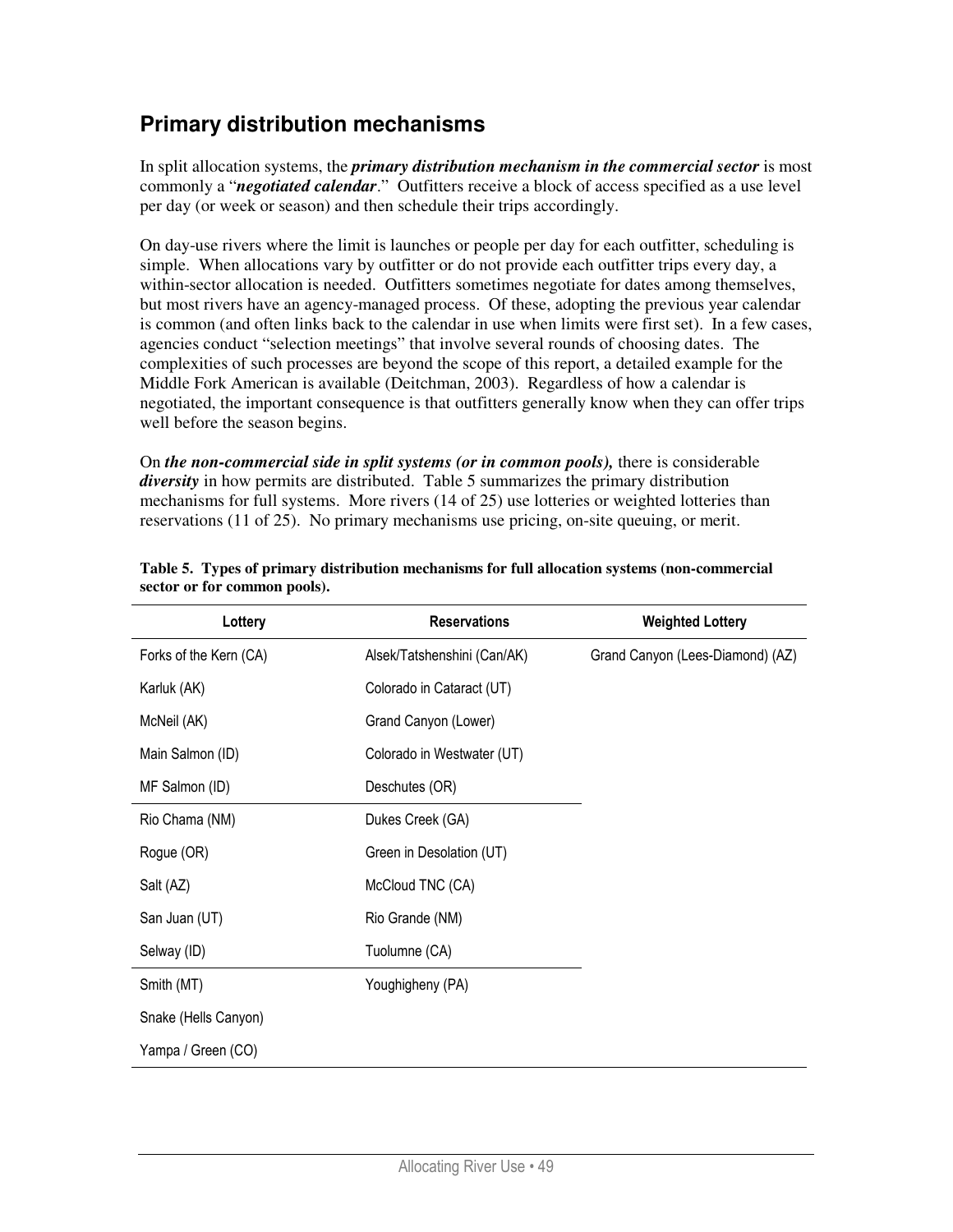## Primary distribution mechanisms

In split allocation systems, the ***primary distribution mechanism in the commercial sector*** is most commonly a "***negotiated calendar***." Outfitters receive a block of access specified as a use level per day (or week or season) and then schedule their trips accordingly.

On day-use rivers where the limit is launches or people per day for each outfitter, scheduling is simple. When allocations vary by outfitter or do not provide each outfitter trips every day, a within-sector allocation is needed. Outfitters sometimes negotiate for dates among themselves, but most rivers have an agency-managed process. Of these, adopting the previous year calendar is common (and often links back to the calendar in use when limits were first set). In a few cases, agencies conduct "selection meetings" that involve several rounds of choosing dates. The complexities of such processes are beyond the scope of this report, a detailed example for the Middle Fork American is available (Deitchman, 2003). Regardless of how a calendar is negotiated, the important consequence is that outfitters generally know when they can offer trips well before the season begins.

On ***the non-commercial side in split systems (or in common pools),*** there is considerable ***diversity*** in how permits are distributed. Table 5 summarizes the primary distribution mechanisms for full systems. More rivers (14 of 25) use lotteries or weighted lotteries than reservations (11 of 25). No primary mechanisms use pricing, on-site queuing, or merit.

**Table 5. Types of primary distribution mechanisms for full allocation systems (non-commercial sector or for common pools).**

| Lottery | Reservations | Weighted Lottery |
|---|---|---|
| Forks of the Kern (CA) | Alsek/Tatshenshini (Can/AK) | Grand Canyon (Lees-Diamond) (AZ) |
| Karluk (AK) | Colorado in Cataract (UT) | |
| McNeil (AK) | Grand Canyon (Lower) | |
| Main Salmon (ID) | Colorado in Westwater (UT) | |
| MF Salmon (ID) | Deschutes (OR) | |
| Rio Chama (NM) | Dukes Creek (GA) | |
| Rogue (OR) | Green in Desolation (UT) | |
| Salt (AZ) | McCloud TNC (CA) | |
| San Juan (UT) | Rio Grande (NM) | |
| Selway (ID) | Tuolumne (CA) | |
| Smith (MT) | Youghigheny (PA) | |
| Snake (Hells Canyon) | | |
| Yampa / Green (CO) | | |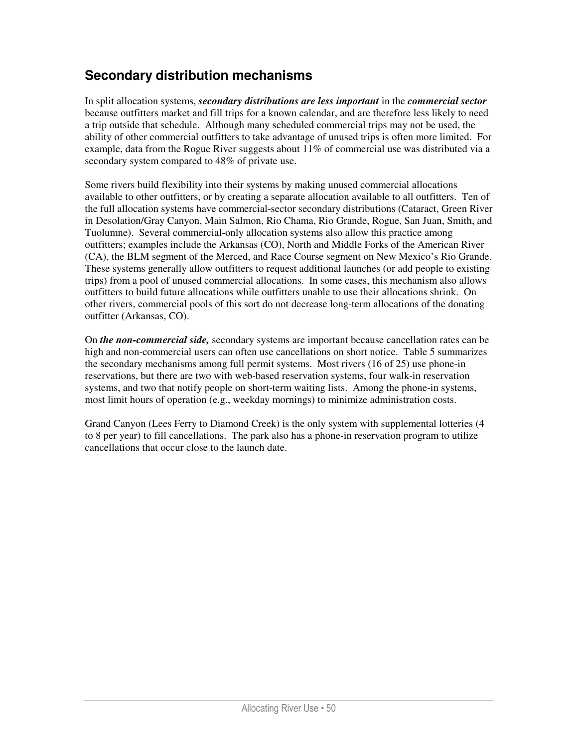## Secondary distribution mechanisms

In split allocation systems, ***secondary distributions are less important*** in the ***commercial sector*** because outfitters market and fill trips for a known calendar, and are therefore less likely to need a trip outside that schedule. Although many scheduled commercial trips may not be used, the ability of other commercial outfitters to take advantage of unused trips is often more limited. For example, data from the Rogue River suggests about 11% of commercial use was distributed via a secondary system compared to 48% of private use.

Some rivers build flexibility into their systems by making unused commercial allocations available to other outfitters, or by creating a separate allocation available to all outfitters. Ten of the full allocation systems have commercial-sector secondary distributions (Cataract, Green River in Desolation/Gray Canyon, Main Salmon, Rio Chama, Rio Grande, Rogue, San Juan, Smith, and Tuolumne). Several commercial-only allocation systems also allow this practice among outfitters; examples include the Arkansas (CO), North and Middle Forks of the American River (CA), the BLM segment of the Merced, and Race Course segment on New Mexico's Rio Grande. These systems generally allow outfitters to request additional launches (or add people to existing trips) from a pool of unused commercial allocations. In some cases, this mechanism also allows outfitters to build future allocations while outfitters unable to use their allocations shrink. On other rivers, commercial pools of this sort do not decrease long-term allocations of the donating outfitter (Arkansas, CO).

On ***the non-commercial side,*** secondary systems are important because cancellation rates can be high and non-commercial users can often use cancellations on short notice. Table 5 summarizes the secondary mechanisms among full permit systems. Most rivers (16 of 25) use phone-in reservations, but there are two with web-based reservation systems, four walk-in reservation systems, and two that notify people on short-term waiting lists. Among the phone-in systems, most limit hours of operation (e.g., weekday mornings) to minimize administration costs.

Grand Canyon (Lees Ferry to Diamond Creek) is the only system with supplemental lotteries (4 to 8 per year) to fill cancellations. The park also has a phone-in reservation program to utilize cancellations that occur close to the launch date.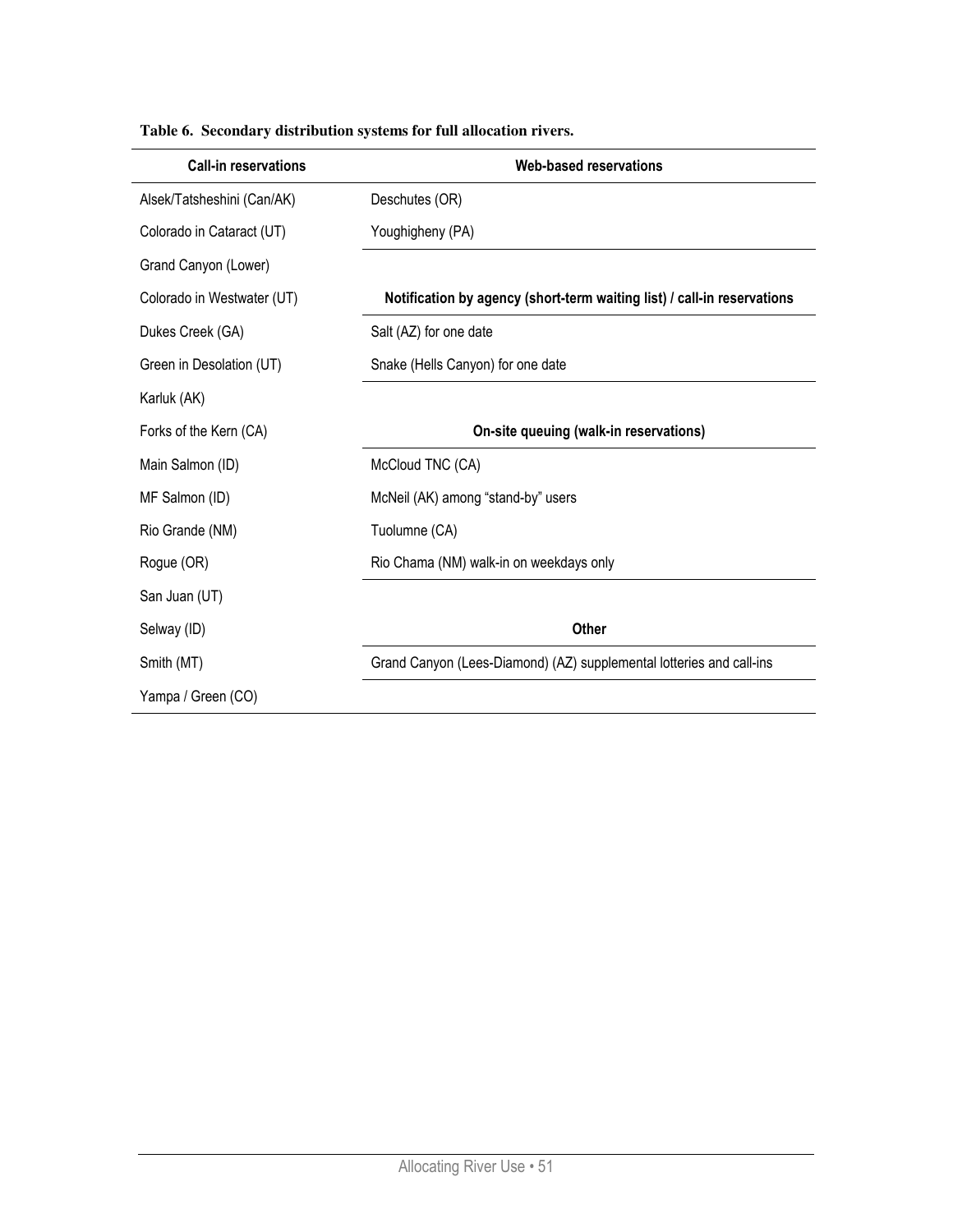**Table 6. Secondary distribution systems for full allocation rivers.**

| Call-in reservations | Web-based reservations |
| --- | --- |
| Alsek/Tatsheshini (Can/AK) | Deschutes (OR) |
| Colorado in Cataract (UT) | Youghigheny (PA) |
| Grand Canyon (Lower) | |
| Colorado in Westwater (UT) | **Notification by agency (short-term waiting list) / call-in reservations** |
| Dukes Creek (GA) | Salt (AZ) for one date |
| Green in Desolation (UT) | Snake (Hells Canyon) for one date |
| Karluk (AK) | |
| Forks of the Kern (CA) | **On-site queuing (walk-in reservations)** |
| Main Salmon (ID) | McCloud TNC (CA) |
| MF Salmon (ID) | McNeil (AK) among "stand-by" users |
| Rio Grande (NM) | Tuolumne (CA) |
| Rogue (OR) | Rio Chama (NM) walk-in on weekdays only |
| San Juan (UT) | |
| Selway (ID) | **Other** |
| Smith (MT) | Grand Canyon (Lees-Diamond) (AZ) supplemental lotteries and call-ins |
| Yampa / Green (CO) | |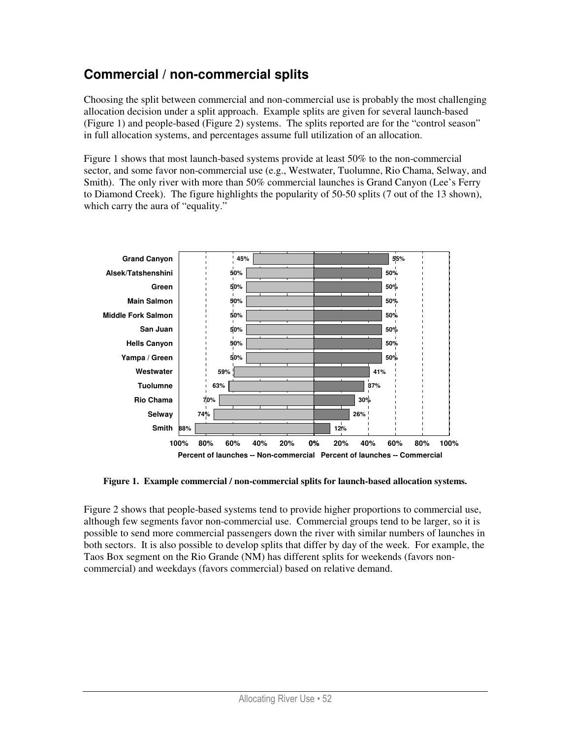## Commercial / non-commercial splits

Choosing the split between commercial and non-commercial use is probably the most challenging allocation decision under a split approach. Example splits are given for several launch-based (Figure 1) and people-based (Figure 2) systems. The splits reported are for the "control season" in full allocation systems, and percentages assume full utilization of an allocation.

Figure 1 shows that most launch-based systems provide at least 50% to the non-commercial sector, and some favor non-commercial use (e.g., Westwater, Tuolumne, Rio Chama, Selway, and Smith). The only river with more than 50% commercial launches is Grand Canyon (Lee's Ferry to Diamond Creek). The figure highlights the popularity of 50-50 splits (7 out of the 13 shown), which carry the aura of "equality."

| River | Percent of launches -- Non-commercial | Percent of launches -- Commercial |
|---|---|---|
| Grand Canyon | 45% | 55% |
| Alsek/Tatshenshini | 50% | 50% |
| Green | 50% | 50% |
| Main Salmon | 50% | 50% |
| Middle Fork Salmon | 50% | 50% |
| San Juan | 50% | 50% |
| Hells Canyon | 50% | 50% |
| Yampa / Green | 50% | 50% |
| Westwater | 59% | 41% |
| Tuolumne | 63% | 37% |
| Rio Chama | 70% | 30% |
| Selway | 74% | 26% |
| Smith | 88% | 12% |

**Figure 1. Example commercial / non-commercial splits for launch-based allocation systems.**

Figure 2 shows that people-based systems tend to provide higher proportions to commercial use, although few segments favor non-commercial use. Commercial groups tend to be larger, so it is possible to send more commercial passengers down the river with similar numbers of launches in both sectors. It is also possible to develop splits that differ by day of the week. For example, the Taos Box segment on the Rio Grande (NM) has different splits for weekends (favors non-commercial) and weekdays (favors commercial) based on relative demand.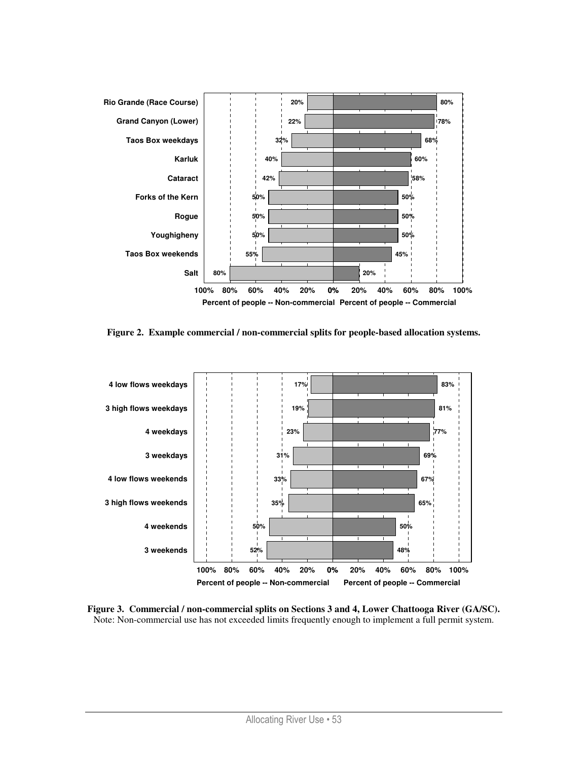| | Percent of people -- Non-commercial | Percent of people -- Commercial |
|---|---|---|
| Rio Grande (Race Course) | 20% | 80% |
| Grand Canyon (Lower) | 22% | 78% |
| Taos Box weekdays | 32% | 68% |
| Karluk | 40% | 60% |
| Cataract | 42% | 58% |
| Forks of the Kern | 50% | 50% |
| Rogue | 50% | 50% |
| Youghigheny | 50% | 50% |
| Taos Box weekends | 55% | 45% |
| Salt | 80% | 20% |

**Figure 2. Example commercial / non-commercial splits for people-based allocation systems.**

| | Percent of people -- Non-commercial | Percent of people -- Commercial |
|---|---|---|
| 4 low flows weekdays | 17% | 83% |
| 3 high flows weekdays | 19% | 81% |
| 4 weekdays | 23% | 77% |
| 3 weekdays | 31% | 69% |
| 4 low flows weekends | 33% | 67% |
| 3 high flows weekends | 35% | 65% |
| 4 weekends | 50% | 50% |
| 3 weekends | 52% | 48% |

**Figure 3. Commercial / non-commercial splits on Sections 3 and 4, Lower Chattooga River (GA/SC).**
Note: Non-commercial use has not exceeded limits frequently enough to implement a full permit system.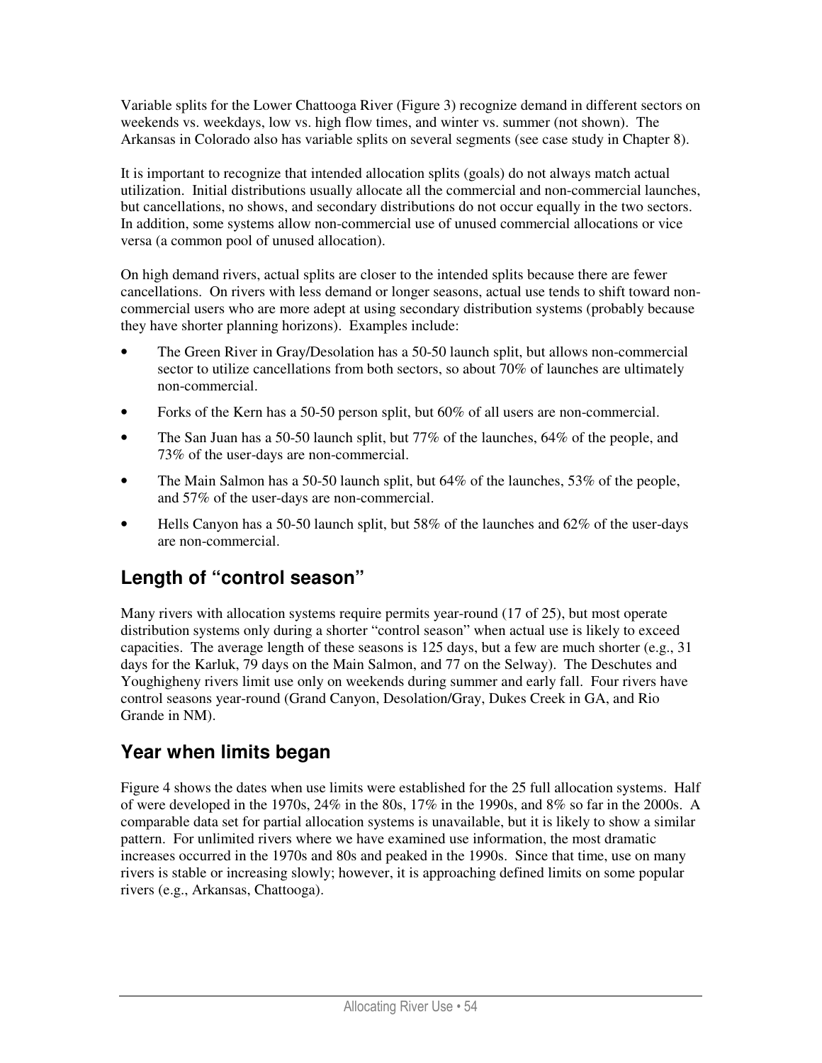Variable splits for the Lower Chattooga River (Figure 3) recognize demand in different sectors on weekends vs. weekdays, low vs. high flow times, and winter vs. summer (not shown). The Arkansas in Colorado also has variable splits on several segments (see case study in Chapter 8).

It is important to recognize that intended allocation splits (goals) do not always match actual utilization. Initial distributions usually allocate all the commercial and non-commercial launches, but cancellations, no shows, and secondary distributions do not occur equally in the two sectors. In addition, some systems allow non-commercial use of unused commercial allocations or vice versa (a common pool of unused allocation).

On high demand rivers, actual splits are closer to the intended splits because there are fewer cancellations. On rivers with less demand or longer seasons, actual use tends to shift toward non-commercial users who are more adept at using secondary distribution systems (probably because they have shorter planning horizons). Examples include:

- The Green River in Gray/Desolation has a 50-50 launch split, but allows non-commercial sector to utilize cancellations from both sectors, so about 70% of launches are ultimately non-commercial.
- Forks of the Kern has a 50-50 person split, but 60% of all users are non-commercial.
- The San Juan has a 50-50 launch split, but 77% of the launches, 64% of the people, and 73% of the user-days are non-commercial.
- The Main Salmon has a 50-50 launch split, but 64% of the launches, 53% of the people, and 57% of the user-days are non-commercial.
- Hells Canyon has a 50-50 launch split, but 58% of the launches and 62% of the user-days are non-commercial.

## Length of "control season"

Many rivers with allocation systems require permits year-round (17 of 25), but most operate distribution systems only during a shorter "control season" when actual use is likely to exceed capacities. The average length of these seasons is 125 days, but a few are much shorter (e.g., 31 days for the Karluk, 79 days on the Main Salmon, and 77 on the Selway). The Deschutes and Youghigheny rivers limit use only on weekends during summer and early fall. Four rivers have control seasons year-round (Grand Canyon, Desolation/Gray, Dukes Creek in GA, and Rio Grande in NM).

## Year when limits began

Figure 4 shows the dates when use limits were established for the 25 full allocation systems. Half of were developed in the 1970s, 24% in the 80s, 17% in the 1990s, and 8% so far in the 2000s. A comparable data set for partial allocation systems is unavailable, but it is likely to show a similar pattern. For unlimited rivers where we have examined use information, the most dramatic increases occurred in the 1970s and 80s and peaked in the 1990s. Since that time, use on many rivers is stable or increasing slowly; however, it is approaching defined limits on some popular rivers (e.g., Arkansas, Chattooga).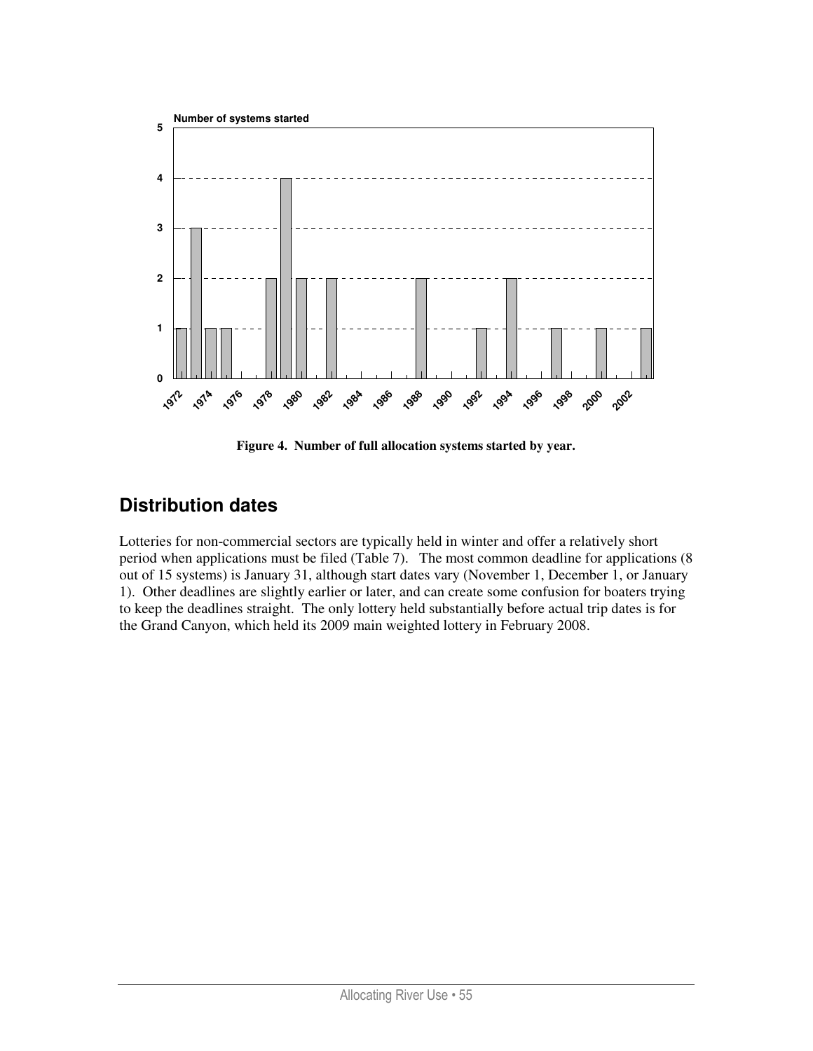Figure 4. Number of full allocation systems started by year.

## Distribution dates

Lotteries for non-commercial sectors are typically held in winter and offer a relatively short period when applications must be filed (Table 7). The most common deadline for applications (8 out of 15 systems) is January 31, although start dates vary (November 1, December 1, or January 1). Other deadlines are slightly earlier or later, and can create some confusion for boaters trying to keep the deadlines straight. The only lottery held substantially before actual trip dates is for the Grand Canyon, which held its 2009 main weighted lottery in February 2008.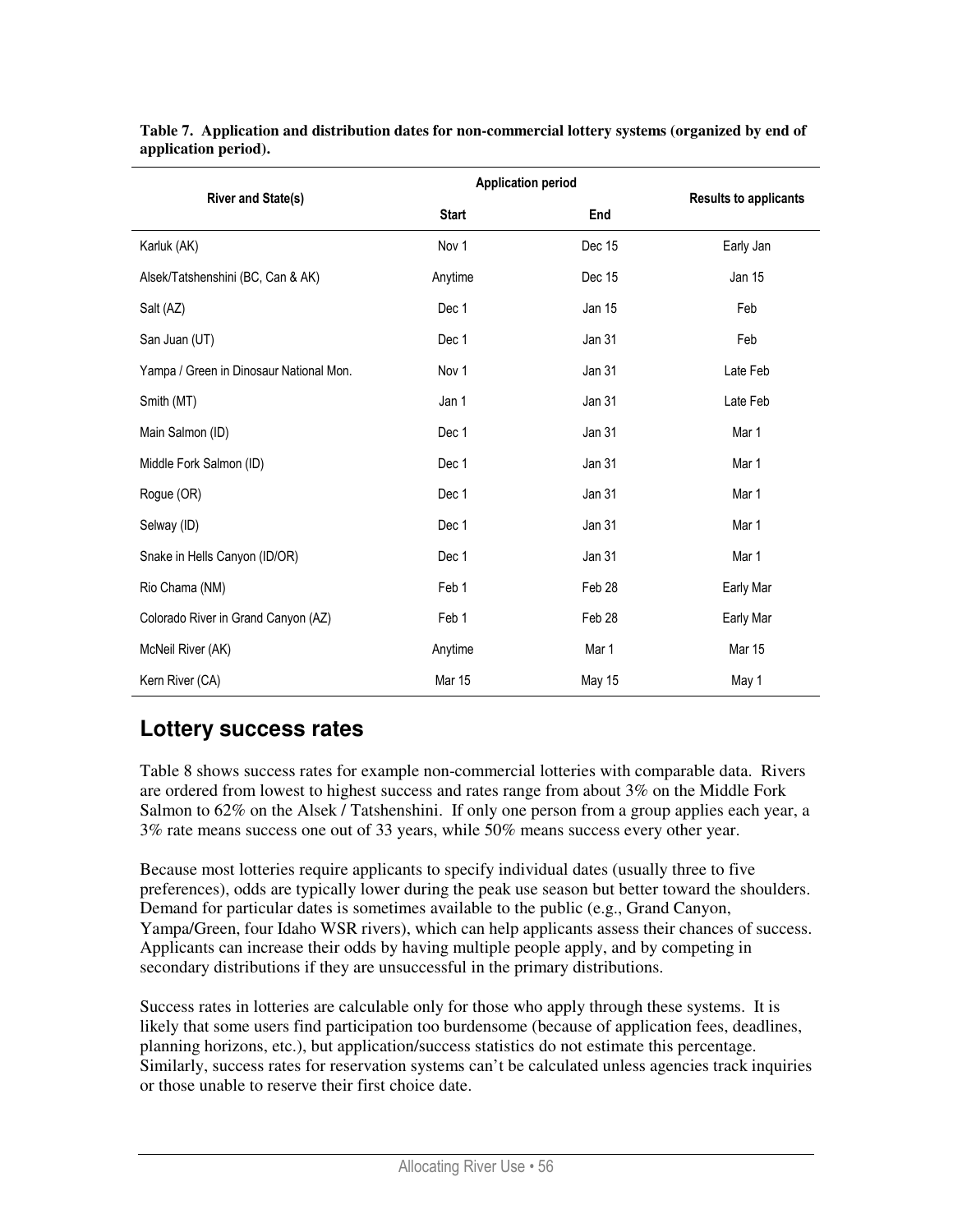**Table 7. Application and distribution dates for non-commercial lottery systems (organized by end of application period).**

| River and State(s) | Application period | | Results to applicants |
|---|---|---|---|
| | Start | End | |
| Karluk (AK) | Nov 1 | Dec 15 | Early Jan |
| Alsek/Tatshenshini (BC, Can & AK) | Anytime | Dec 15 | Jan 15 |
| Salt (AZ) | Dec 1 | Jan 15 | Feb |
| San Juan (UT) | Dec 1 | Jan 31 | Feb |
| Yampa / Green in Dinosaur National Mon. | Nov 1 | Jan 31 | Late Feb |
| Smith (MT) | Jan 1 | Jan 31 | Late Feb |
| Main Salmon (ID) | Dec 1 | Jan 31 | Mar 1 |
| Middle Fork Salmon (ID) | Dec 1 | Jan 31 | Mar 1 |
| Rogue (OR) | Dec 1 | Jan 31 | Mar 1 |
| Selway (ID) | Dec 1 | Jan 31 | Mar 1 |
| Snake in Hells Canyon (ID/OR) | Dec 1 | Jan 31 | Mar 1 |
| Rio Chama (NM) | Feb 1 | Feb 28 | Early Mar |
| Colorado River in Grand Canyon (AZ) | Feb 1 | Feb 28 | Early Mar |
| McNeil River (AK) | Anytime | Mar 1 | Mar 15 |
| Kern River (CA) | Mar 15 | May 15 | May 1 |

## Lottery success rates

Table 8 shows success rates for example non-commercial lotteries with comparable data. Rivers are ordered from lowest to highest success and rates range from about 3% on the Middle Fork Salmon to 62% on the Alsek / Tatshenshini. If only one person from a group applies each year, a 3% rate means success one out of 33 years, while 50% means success every other year.

Because most lotteries require applicants to specify individual dates (usually three to five preferences), odds are typically lower during the peak use season but better toward the shoulders. Demand for particular dates is sometimes available to the public (e.g., Grand Canyon, Yampa/Green, four Idaho WSR rivers), which can help applicants assess their chances of success. Applicants can increase their odds by having multiple people apply, and by competing in secondary distributions if they are unsuccessful in the primary distributions.

Success rates in lotteries are calculable only for those who apply through these systems. It is likely that some users find participation too burdensome (because of application fees, deadlines, planning horizons, etc.), but application/success statistics do not estimate this percentage. Similarly, success rates for reservation systems can't be calculated unless agencies track inquiries or those unable to reserve their first choice date.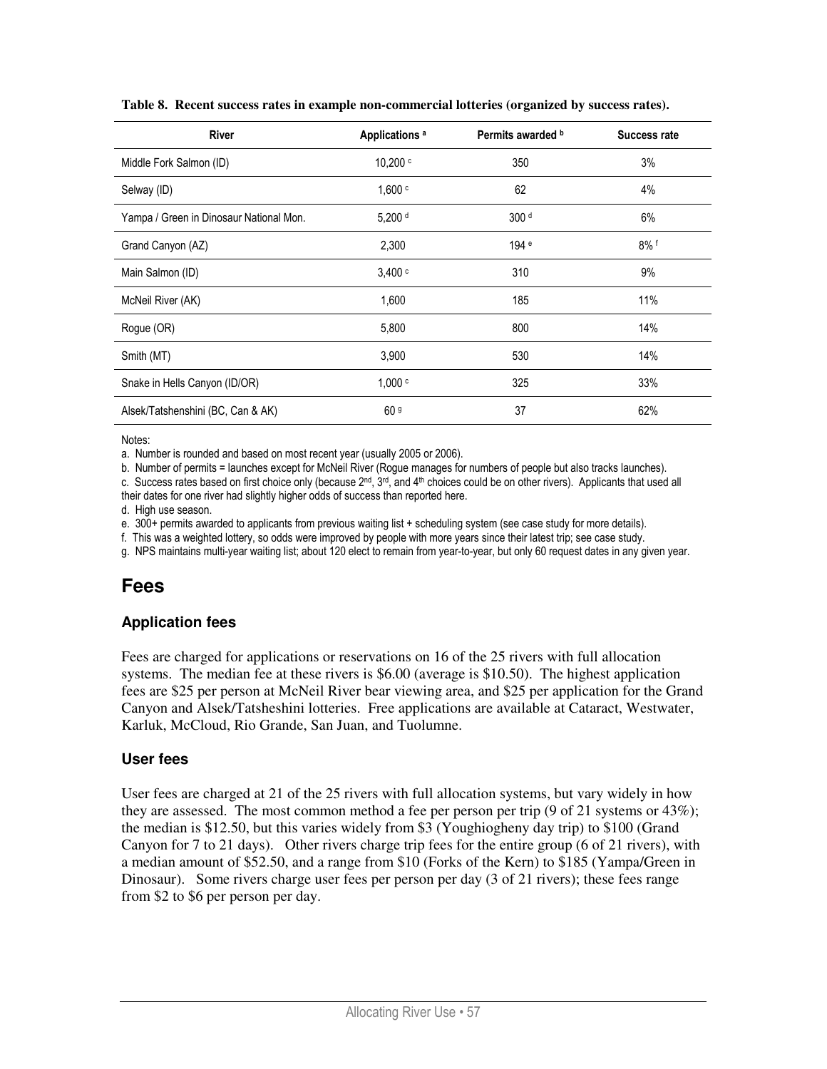**Table 8. Recent success rates in example non-commercial lotteries (organized by success rates).**

| River | Applications [a] | Permits awarded [b] | Success rate |
|---|---|---|---|
| Middle Fork Salmon (ID) | 10,200 [c] | 350 | 3% |
| Selway (ID) | 1,600 [c] | 62 | 4% |
| Yampa / Green in Dinosaur National Mon. | 5,200 [d] | 300 [d] | 6% |
| Grand Canyon (AZ) | 2,300 | 194 [e] | 8% [f] |
| Main Salmon (ID) | 3,400 [c] | 310 | 9% |
| McNeil River (AK) | 1,600 | 185 | 11% |
| Rogue (OR) | 5,800 | 800 | 14% |
| Smith (MT) | 3,900 | 530 | 14% |
| Snake in Hells Canyon (ID/OR) | 1,000 [c] | 325 | 33% |
| Alsek/Tatshenshini (BC, Can & AK) | 60 [g] | 37 | 62% |

Notes:

a. Number is rounded and based on most recent year (usually 2005 or 2006).

b. Number of permits = launches except for McNeil River (Rogue manages for numbers of people but also tracks launches).

c. Success rates based on first choice only (because 2nd, 3rd, and 4th choices could be on other rivers). Applicants that used all their dates for one river had slightly higher odds of success than reported here.

d. High use season.

e. 300+ permits awarded to applicants from previous waiting list + scheduling system (see case study for more details).

f. This was a weighted lottery, so odds were improved by people with more years since their latest trip; see case study.

g. NPS maintains multi-year waiting list; about 120 elect to remain from year-to-year, but only 60 request dates in any given year.

# Fees

## Application fees

Fees are charged for applications or reservations on 16 of the 25 rivers with full allocation systems. The median fee at these rivers is $6.00 (average is $10.50). The highest application fees are $25 per person at McNeil River bear viewing area, and $25 per application for the Grand Canyon and Alsek/Tatsheshini lotteries. Free applications are available at Cataract, Westwater, Karluk, McCloud, Rio Grande, San Juan, and Tuolumne.

## User fees

User fees are charged at 21 of the 25 rivers with full allocation systems, but vary widely in how they are assessed. The most common method a fee per person per trip (9 of 21 systems or 43%); the median is $12.50, but this varies widely from $3 (Youghiogheny day trip) to $100 (Grand Canyon for 7 to 21 days). Other rivers charge trip fees for the entire group (6 of 21 rivers), with a median amount of $52.50, and a range from $10 (Forks of the Kern) to $185 (Yampa/Green in Dinosaur). Some rivers charge user fees per person per day (3 of 21 rivers); these fees range from $2 to $6 per person per day.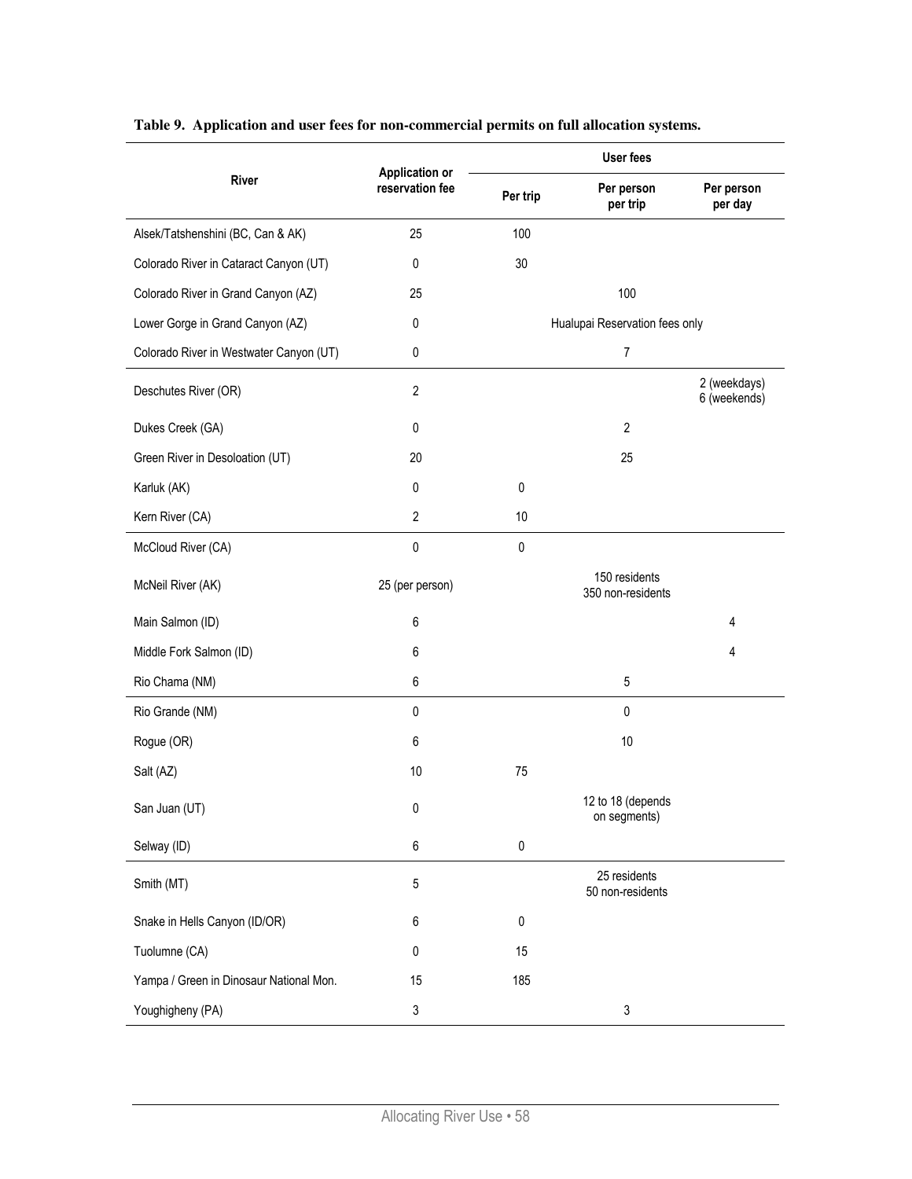**Table 9. Application and user fees for non-commercial permits on full allocation systems.**

| River | Application or reservation fee | User fees | | |
|---|---|---|---|---|
| | | Per trip | Per person per trip | Per person per day |
| Alsek/Tatshenshini (BC, Can & AK) | 25 | 100 | | |
| Colorado River in Cataract Canyon (UT) | 0 | 30 | | |
| Colorado River in Grand Canyon (AZ) | 25 | | 100 | |
| Lower Gorge in Grand Canyon (AZ) | 0 | | Hualupai Reservation fees only | |
| Colorado River in Westwater Canyon (UT) | 0 | | 7 | |
| Deschutes River (OR) | 2 | | | 2 (weekdays) 6 (weekends) |
| Dukes Creek (GA) | 0 | | 2 | |
| Green River in Desoloation (UT) | 20 | | 25 | |
| Karluk (AK) | 0 | 0 | | |
| Kern River (CA) | 2 | 10 | | |
| McCloud River (CA) | 0 | 0 | | |
| McNeil River (AK) | 25 (per person) | | 150 residents 350 non-residents | |
| Main Salmon (ID) | 6 | | | 4 |
| Middle Fork Salmon (ID) | 6 | | | 4 |
| Rio Chama (NM) | 6 | | 5 | |
| Rio Grande (NM) | 0 | | 0 | |
| Rogue (OR) | 6 | | 10 | |
| Salt (AZ) | 10 | 75 | | |
| San Juan (UT) | 0 | | 12 to 18 (depends on segments) | |
| Selway (ID) | 6 | 0 | | |
| Smith (MT) | 5 | | 25 residents 50 non-residents | |
| Snake in Hells Canyon (ID/OR) | 6 | 0 | | |
| Tuolumne (CA) | 0 | 15 | | |
| Yampa / Green in Dinosaur National Mon. | 15 | 185 | | |
| Youghigheny (PA) | 3 | | 3 | |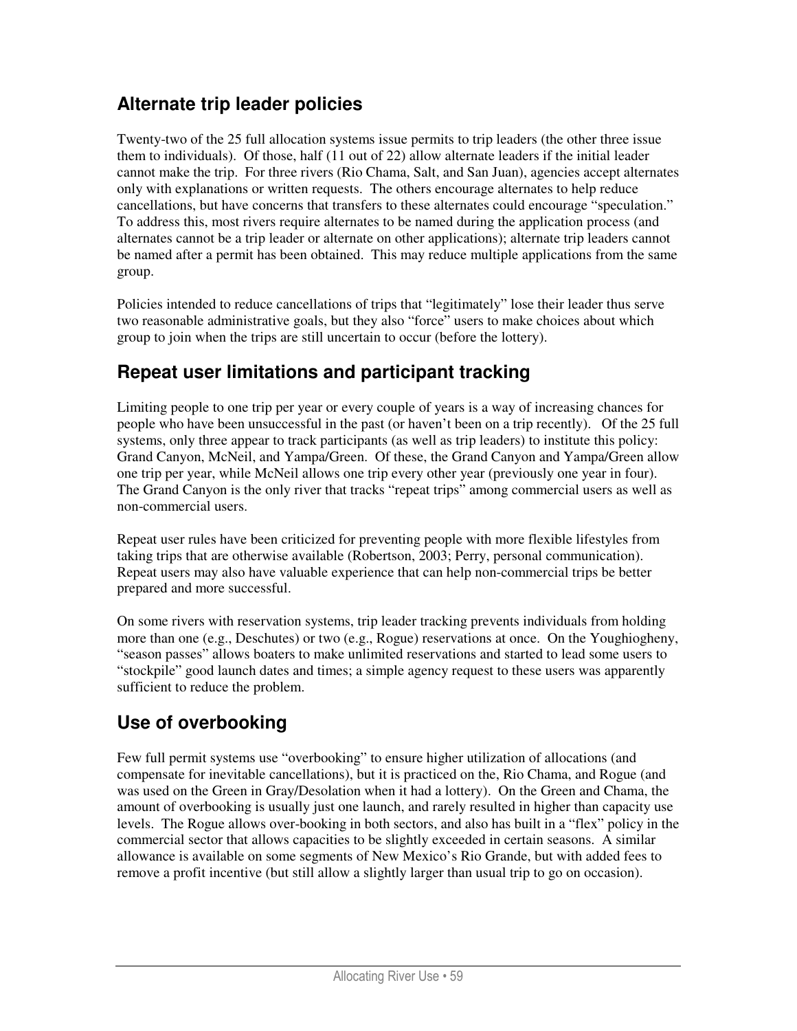## Alternate trip leader policies

Twenty-two of the 25 full allocation systems issue permits to trip leaders (the other three issue them to individuals). Of those, half (11 out of 22) allow alternate leaders if the initial leader cannot make the trip. For three rivers (Rio Chama, Salt, and San Juan), agencies accept alternates only with explanations or written requests. The others encourage alternates to help reduce cancellations, but have concerns that transfers to these alternates could encourage "speculation." To address this, most rivers require alternates to be named during the application process (and alternates cannot be a trip leader or alternate on other applications); alternate trip leaders cannot be named after a permit has been obtained. This may reduce multiple applications from the same group.

Policies intended to reduce cancellations of trips that "legitimately" lose their leader thus serve two reasonable administrative goals, but they also "force" users to make choices about which group to join when the trips are still uncertain to occur (before the lottery).

## Repeat user limitations and participant tracking

Limiting people to one trip per year or every couple of years is a way of increasing chances for people who have been unsuccessful in the past (or haven't been on a trip recently). Of the 25 full systems, only three appear to track participants (as well as trip leaders) to institute this policy: Grand Canyon, McNeil, and Yampa/Green. Of these, the Grand Canyon and Yampa/Green allow one trip per year, while McNeil allows one trip every other year (previously one year in four). The Grand Canyon is the only river that tracks "repeat trips" among commercial users as well as non-commercial users.

Repeat user rules have been criticized for preventing people with more flexible lifestyles from taking trips that are otherwise available (Robertson, 2003; Perry, personal communication). Repeat users may also have valuable experience that can help non-commercial trips be better prepared and more successful.

On some rivers with reservation systems, trip leader tracking prevents individuals from holding more than one (e.g., Deschutes) or two (e.g., Rogue) reservations at once. On the Youghiogheny, "season passes" allows boaters to make unlimited reservations and started to lead some users to "stockpile" good launch dates and times; a simple agency request to these users was apparently sufficient to reduce the problem.

## Use of overbooking

Few full permit systems use "overbooking" to ensure higher utilization of allocations (and compensate for inevitable cancellations), but it is practiced on the, Rio Chama, and Rogue (and was used on the Green in Gray/Desolation when it had a lottery). On the Green and Chama, the amount of overbooking is usually just one launch, and rarely resulted in higher than capacity use levels. The Rogue allows over-booking in both sectors, and also has built in a "flex" policy in the commercial sector that allows capacities to be slightly exceeded in certain seasons. A similar allowance is available on some segments of New Mexico's Rio Grande, but with added fees to remove a profit incentive (but still allow a slightly larger than usual trip to go on occasion).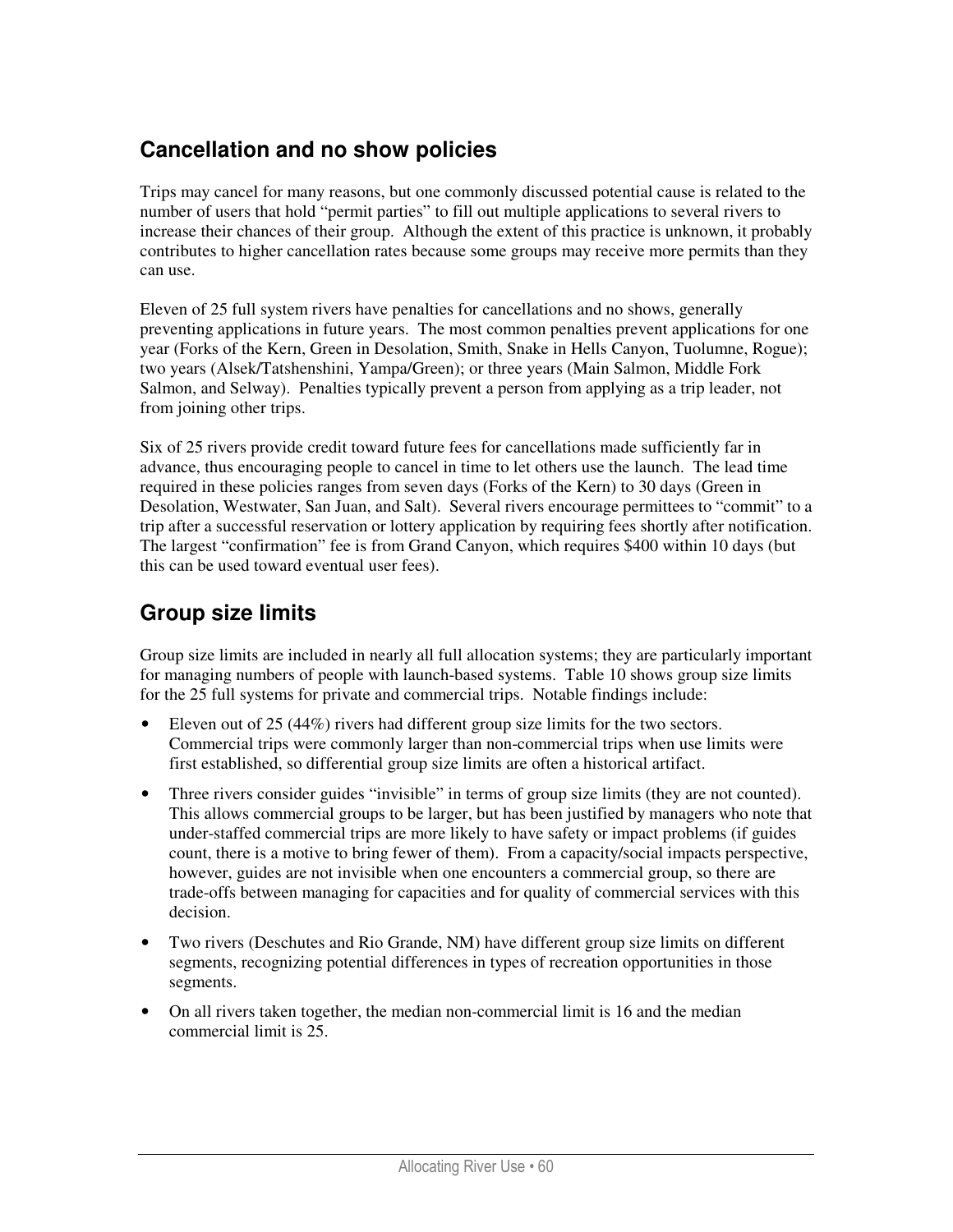## Cancellation and no show policies

Trips may cancel for many reasons, but one commonly discussed potential cause is related to the number of users that hold "permit parties" to fill out multiple applications to several rivers to increase their chances of their group. Although the extent of this practice is unknown, it probably contributes to higher cancellation rates because some groups may receive more permits than they can use.

Eleven of 25 full system rivers have penalties for cancellations and no shows, generally preventing applications in future years. The most common penalties prevent applications for one year (Forks of the Kern, Green in Desolation, Smith, Snake in Hells Canyon, Tuolumne, Rogue); two years (Alsek/Tatshenshini, Yampa/Green); or three years (Main Salmon, Middle Fork Salmon, and Selway). Penalties typically prevent a person from applying as a trip leader, not from joining other trips.

Six of 25 rivers provide credit toward future fees for cancellations made sufficiently far in advance, thus encouraging people to cancel in time to let others use the launch. The lead time required in these policies ranges from seven days (Forks of the Kern) to 30 days (Green in Desolation, Westwater, San Juan, and Salt). Several rivers encourage permittees to "commit" to a trip after a successful reservation or lottery application by requiring fees shortly after notification. The largest "confirmation" fee is from Grand Canyon, which requires $400 within 10 days (but this can be used toward eventual user fees).

## Group size limits

Group size limits are included in nearly all full allocation systems; they are particularly important for managing numbers of people with launch-based systems. Table 10 shows group size limits for the 25 full systems for private and commercial trips. Notable findings include:

- Eleven out of 25 (44%) rivers had different group size limits for the two sectors. Commercial trips were commonly larger than non-commercial trips when use limits were first established, so differential group size limits are often a historical artifact.
- Three rivers consider guides "invisible" in terms of group size limits (they are not counted). This allows commercial groups to be larger, but has been justified by managers who note that under-staffed commercial trips are more likely to have safety or impact problems (if guides count, there is a motive to bring fewer of them). From a capacity/social impacts perspective, however, guides are not invisible when one encounters a commercial group, so there are trade-offs between managing for capacities and for quality of commercial services with this decision.
- Two rivers (Deschutes and Rio Grande, NM) have different group size limits on different segments, recognizing potential differences in types of recreation opportunities in those segments.
- On all rivers taken together, the median non-commercial limit is 16 and the median commercial limit is 25.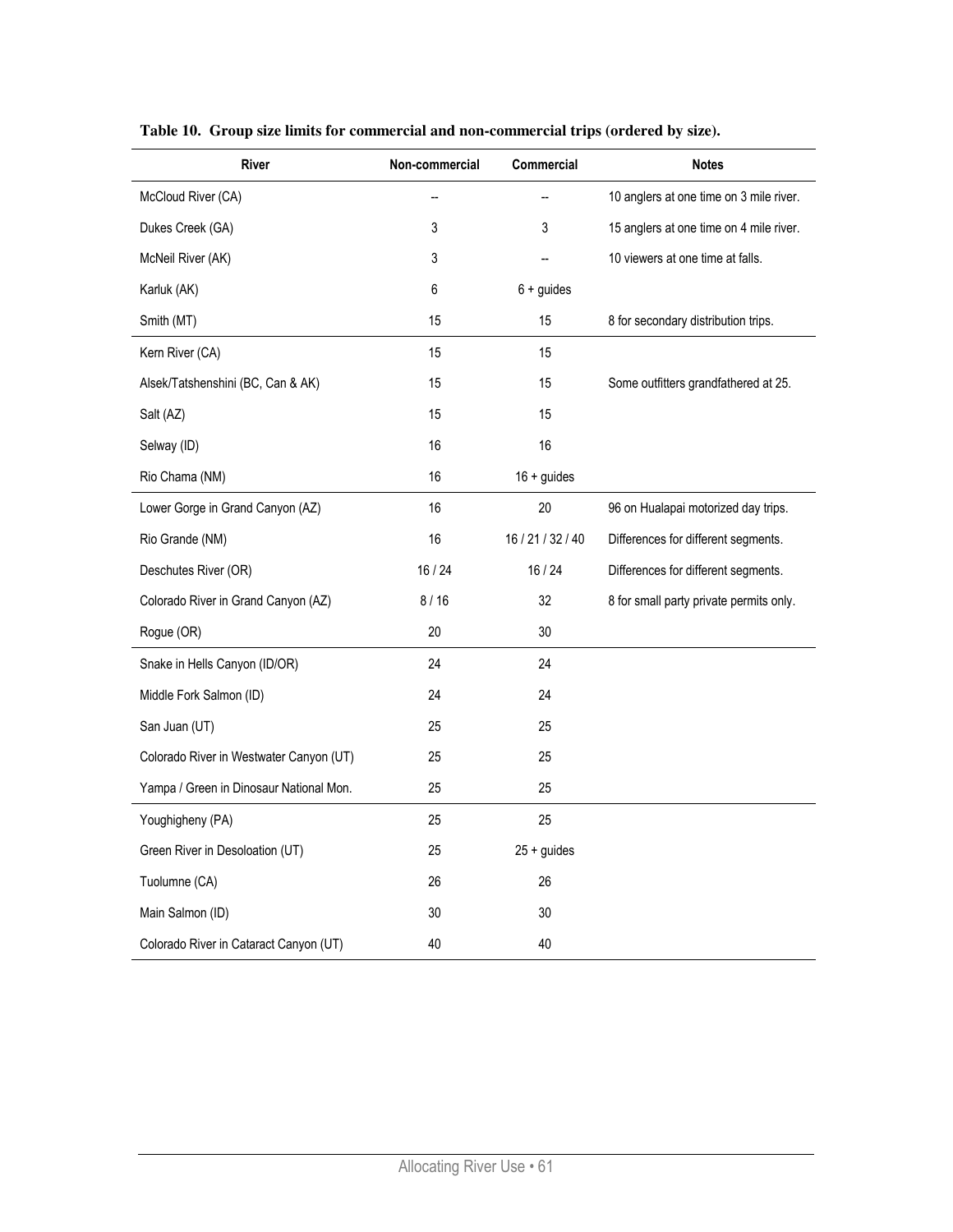**Table 10. Group size limits for commercial and non-commercial trips (ordered by size).**

| River | Non-commercial | Commercial | Notes |
|---|---|---|---|
| McCloud River (CA) | -- | -- | 10 anglers at one time on 3 mile river. |
| Dukes Creek (GA) | 3 | 3 | 15 anglers at one time on 4 mile river. |
| McNeil River (AK) | 3 | -- | 10 viewers at one time at falls. |
| Karluk (AK) | 6 | 6 + guides | |
| Smith (MT) | 15 | 15 | 8 for secondary distribution trips. |
| Kern River (CA) | 15 | 15 | |
| Alsek/Tatshenshini (BC, Can & AK) | 15 | 15 | Some outfitters grandfathered at 25. |
| Salt (AZ) | 15 | 15 | |
| Selway (ID) | 16 | 16 | |
| Rio Chama (NM) | 16 | 16 + guides | |
| Lower Gorge in Grand Canyon (AZ) | 16 | 20 | 96 on Hualapai motorized day trips. |
| Rio Grande (NM) | 16 | 16 / 21 / 32 / 40 | Differences for different segments. |
| Deschutes River (OR) | 16 / 24 | 16 / 24 | Differences for different segments. |
| Colorado River in Grand Canyon (AZ) | 8 / 16 | 32 | 8 for small party private permits only. |
| Rogue (OR) | 20 | 30 | |
| Snake in Hells Canyon (ID/OR) | 24 | 24 | |
| Middle Fork Salmon (ID) | 24 | 24 | |
| San Juan (UT) | 25 | 25 | |
| Colorado River in Westwater Canyon (UT) | 25 | 25 | |
| Yampa / Green in Dinosaur National Mon. | 25 | 25 | |
| Youghigheny (PA) | 25 | 25 | |
| Green River in Desoloation (UT) | 25 | 25 + guides | |
| Tuolumne (CA) | 26 | 26 | |
| Main Salmon (ID) | 30 | 30 | |
| Colorado River in Cataract Canyon (UT) | 40 | 40 | |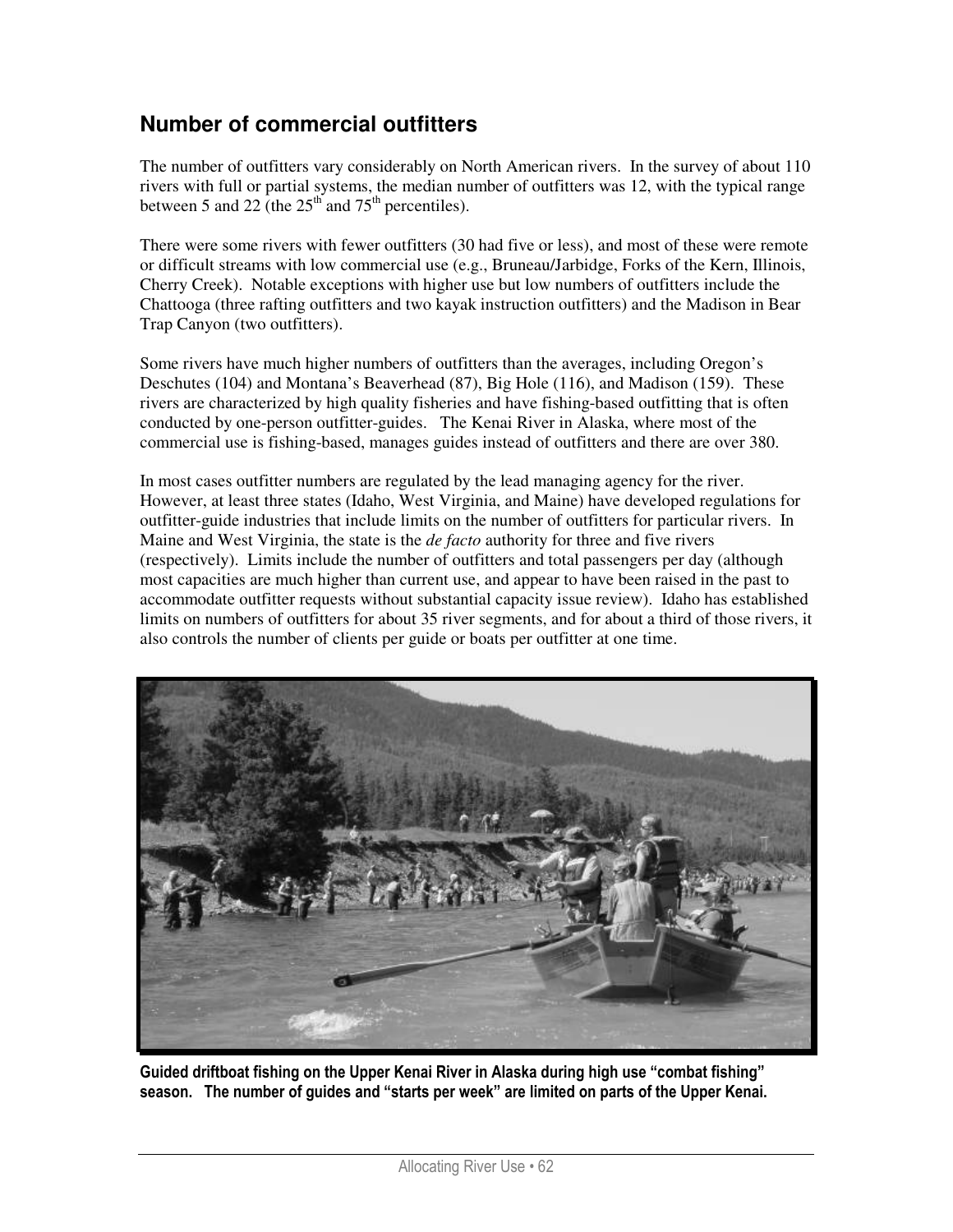## Number of commercial outfitters

The number of outfitters vary considerably on North American rivers. In the survey of about 110 rivers with full or partial systems, the median number of outfitters was 12, with the typical range between 5 and 22 (the 25th and 75th percentiles).

There were some rivers with fewer outfitters (30 had five or less), and most of these were remote or difficult streams with low commercial use (e.g., Bruneau/Jarbidge, Forks of the Kern, Illinois, Cherry Creek). Notable exceptions with higher use but low numbers of outfitters include the Chattooga (three rafting outfitters and two kayak instruction outfitters) and the Madison in Bear Trap Canyon (two outfitters).

Some rivers have much higher numbers of outfitters than the averages, including Oregon's Deschutes (104) and Montana's Beaverhead (87), Big Hole (116), and Madison (159). These rivers are characterized by high quality fisheries and have fishing-based outfitting that is often conducted by one-person outfitter-guides. The Kenai River in Alaska, where most of the commercial use is fishing-based, manages guides instead of outfitters and there are over 380.

In most cases outfitter numbers are regulated by the lead managing agency for the river. However, at least three states (Idaho, West Virginia, and Maine) have developed regulations for outfitter-guide industries that include limits on the number of outfitters for particular rivers. In Maine and West Virginia, the state is the *de facto* authority for three and five rivers (respectively). Limits include the number of outfitters and total passengers per day (although most capacities are much higher than current use, and appear to have been raised in the past to accommodate outfitter requests without substantial capacity issue review). Idaho has established limits on numbers of outfitters for about 35 river segments, and for about a third of those rivers, it also controls the number of clients per guide or boats per outfitter at one time.

**Guided driftboat fishing on the Upper Kenai River in Alaska during high use "combat fishing" season. The number of guides and "starts per week" are limited on parts of the Upper Kenai.**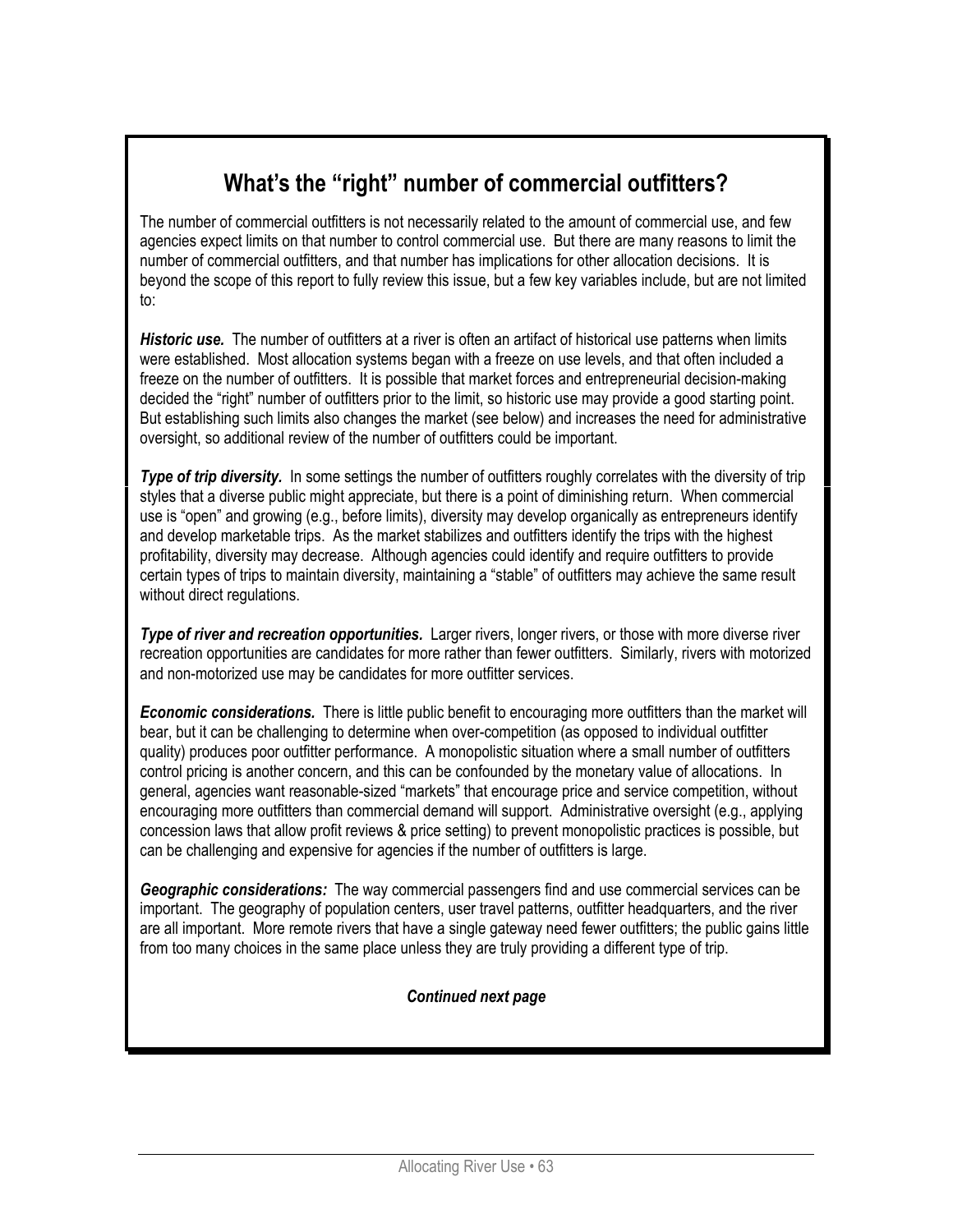## What's the "right" number of commercial outfitters?

The number of commercial outfitters is not necessarily related to the amount of commercial use, and few agencies expect limits on that number to control commercial use. But there are many reasons to limit the number of commercial outfitters, and that number has implications for other allocation decisions. It is beyond the scope of this report to fully review this issue, but a few key variables include, but are not limited to:

***Historic use.*** The number of outfitters at a river is often an artifact of historical use patterns when limits were established. Most allocation systems began with a freeze on use levels, and that often included a freeze on the number of outfitters. It is possible that market forces and entrepreneurial decision-making decided the "right" number of outfitters prior to the limit, so historic use may provide a good starting point. But establishing such limits also changes the market (see below) and increases the need for administrative oversight, so additional review of the number of outfitters could be important.

***Type of trip diversity.*** In some settings the number of outfitters roughly correlates with the diversity of trip styles that a diverse public might appreciate, but there is a point of diminishing return. When commercial use is "open" and growing (e.g., before limits), diversity may develop organically as entrepreneurs identify and develop marketable trips. As the market stabilizes and outfitters identify the trips with the highest profitability, diversity may decrease. Although agencies could identify and require outfitters to provide certain types of trips to maintain diversity, maintaining a "stable" of outfitters may achieve the same result without direct regulations.

***Type of river and recreation opportunities.*** Larger rivers, longer rivers, or those with more diverse river recreation opportunities are candidates for more rather than fewer outfitters. Similarly, rivers with motorized and non-motorized use may be candidates for more outfitter services.

***Economic considerations.*** There is little public benefit to encouraging more outfitters than the market will bear, but it can be challenging to determine when over-competition (as opposed to individual outfitter quality) produces poor outfitter performance. A monopolistic situation where a small number of outfitters control pricing is another concern, and this can be confounded by the monetary value of allocations. In general, agencies want reasonable-sized "markets" that encourage price and service competition, without encouraging more outfitters than commercial demand will support. Administrative oversight (e.g., applying concession laws that allow profit reviews & price setting) to prevent monopolistic practices is possible, but can be challenging and expensive for agencies if the number of outfitters is large.

***Geographic considerations:*** The way commercial passengers find and use commercial services can be important. The geography of population centers, user travel patterns, outfitter headquarters, and the river are all important. More remote rivers that have a single gateway need fewer outfitters; the public gains little from too many choices in the same place unless they are truly providing a different type of trip.

***Continued next page***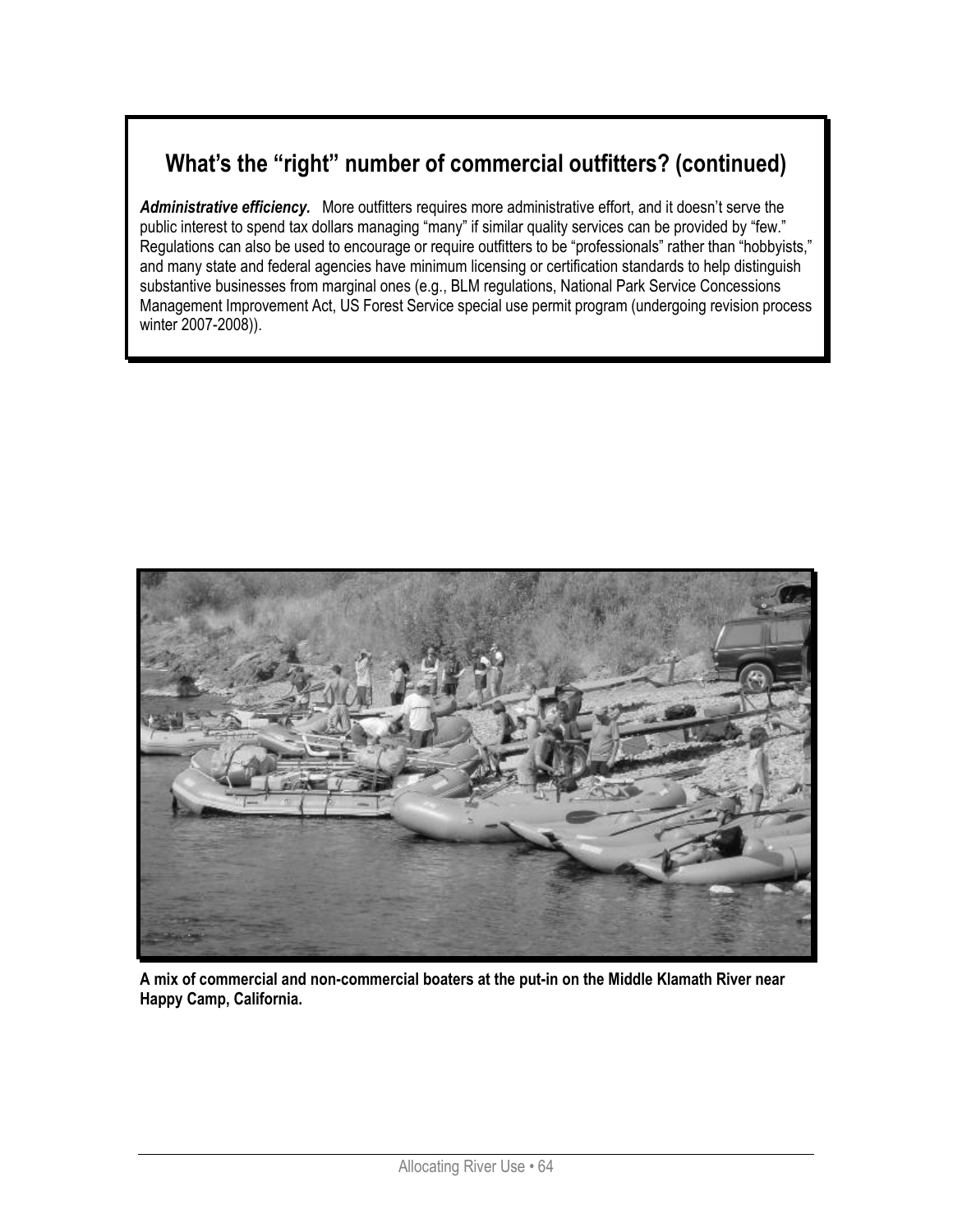## What's the "right" number of commercial outfitters? (continued)

***Administrative efficiency.*** More outfitters requires more administrative effort, and it doesn't serve the public interest to spend tax dollars managing "many" if similar quality services can be provided by "few." Regulations can also be used to encourage or require outfitters to be "professionals" rather than "hobbyists," and many state and federal agencies have minimum licensing or certification standards to help distinguish substantive businesses from marginal ones (e.g., BLM regulations, National Park Service Concessions Management Improvement Act, US Forest Service special use permit program (undergoing revision process winter 2007-2008)).

**A mix of commercial and non-commercial boaters at the put-in on the Middle Klamath River near Happy Camp, California.**